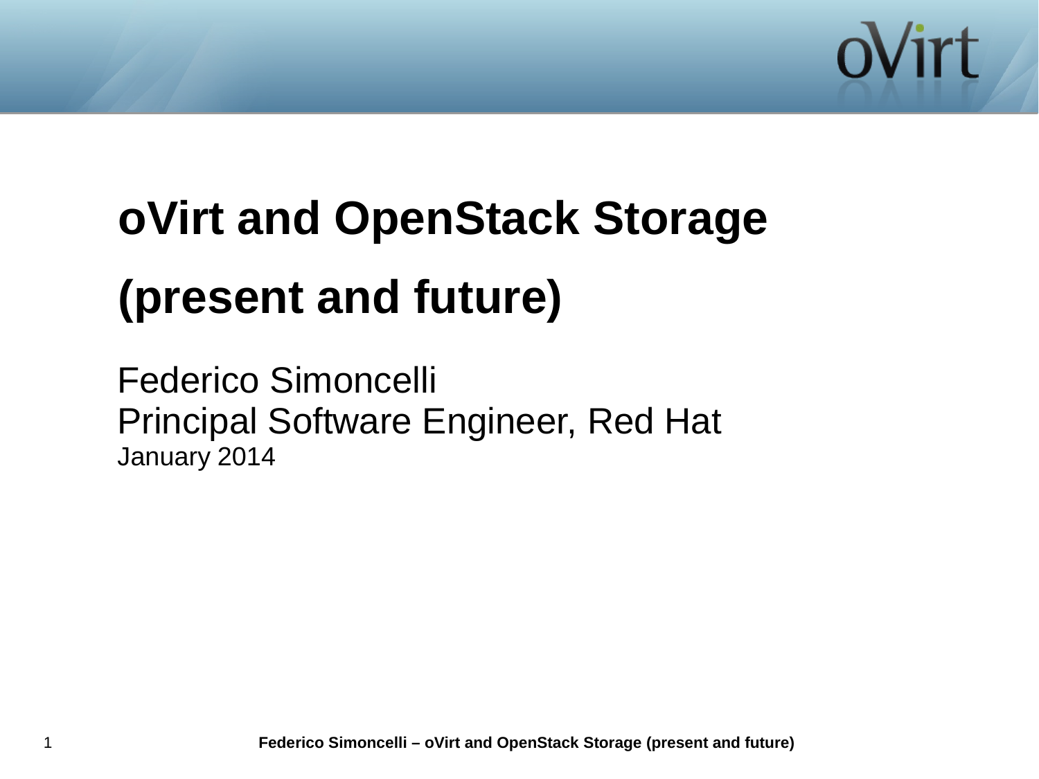# oVirt and OpenStack Storage (present and future)

Federico Simoncelli
Principal Software Engineer, Red Hat
January 2014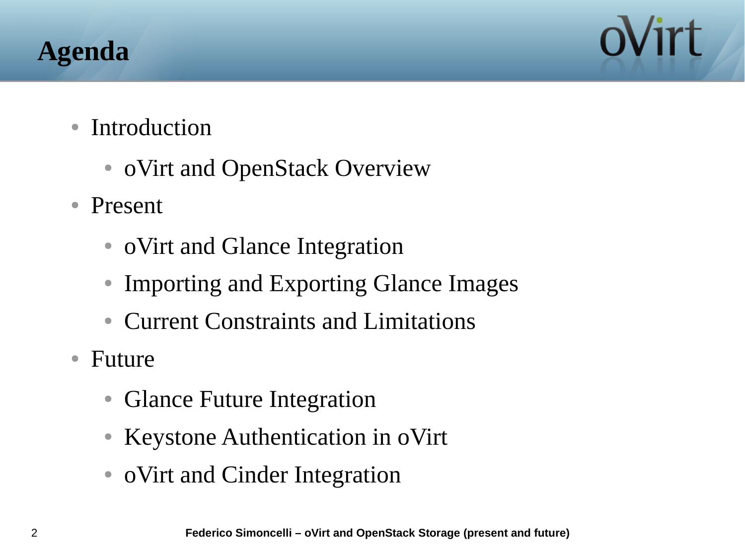# Agenda

- Introduction
  - oVirt and OpenStack Overview
- Present
  - oVirt and Glance Integration
  - Importing and Exporting Glance Images
  - Current Constraints and Limitations
- Future
  - Glance Future Integration
  - Keystone Authentication in oVirt
  - oVirt and Cinder Integration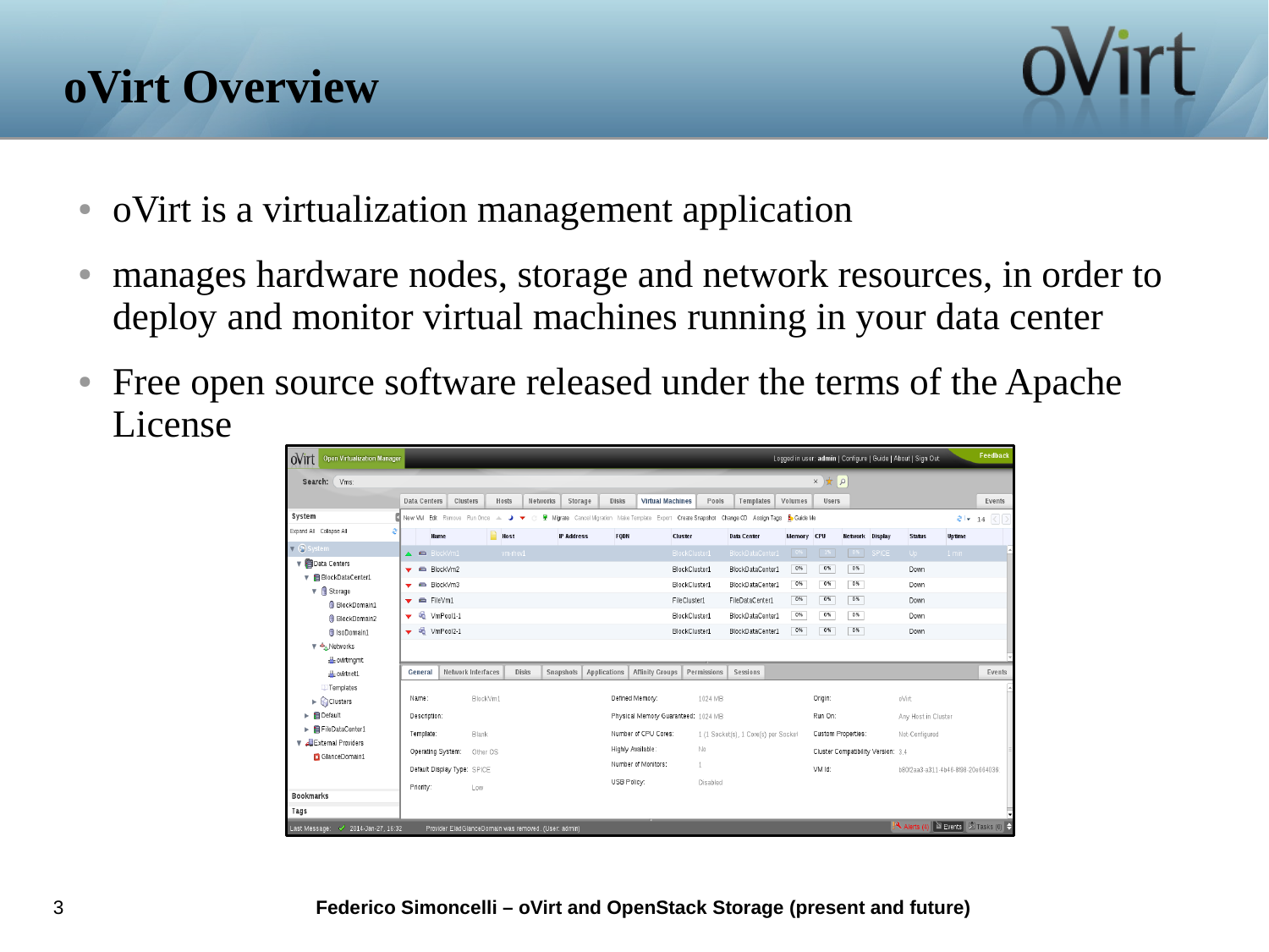# oVirt Overview

- oVirt is a virtualization management application
- manages hardware nodes, storage and network resources, in order to deploy and monitor virtual machines running in your data center
- Free open source software released under the terms of the Apache License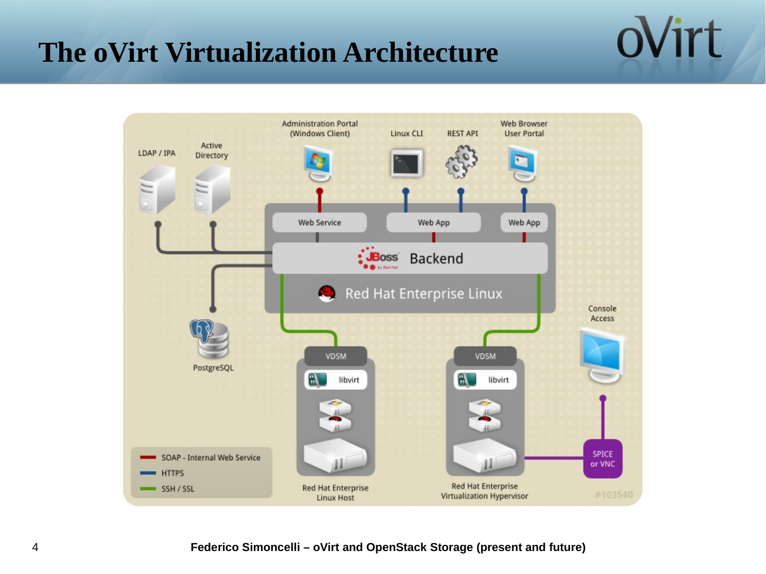# The oVirt Virtualization Architecture

LDAP / IPA

Active Directory

Administration Portal (Windows Client)

Linux CLI

REST API

Web Browser User Portal

Web Service

Web App

Web App

JBoss Backend

Red Hat Enterprise Linux

PostgreSQL

Console Access

VDSM

libvirt

VDSM

libvirt

SPICE or VNC

Red Hat Enterprise Linux Host

Red Hat Enterprise Virtualization Hypervisor

- SOAP - Internal Web Service
- HTTPS
- SSH / SSL

#103540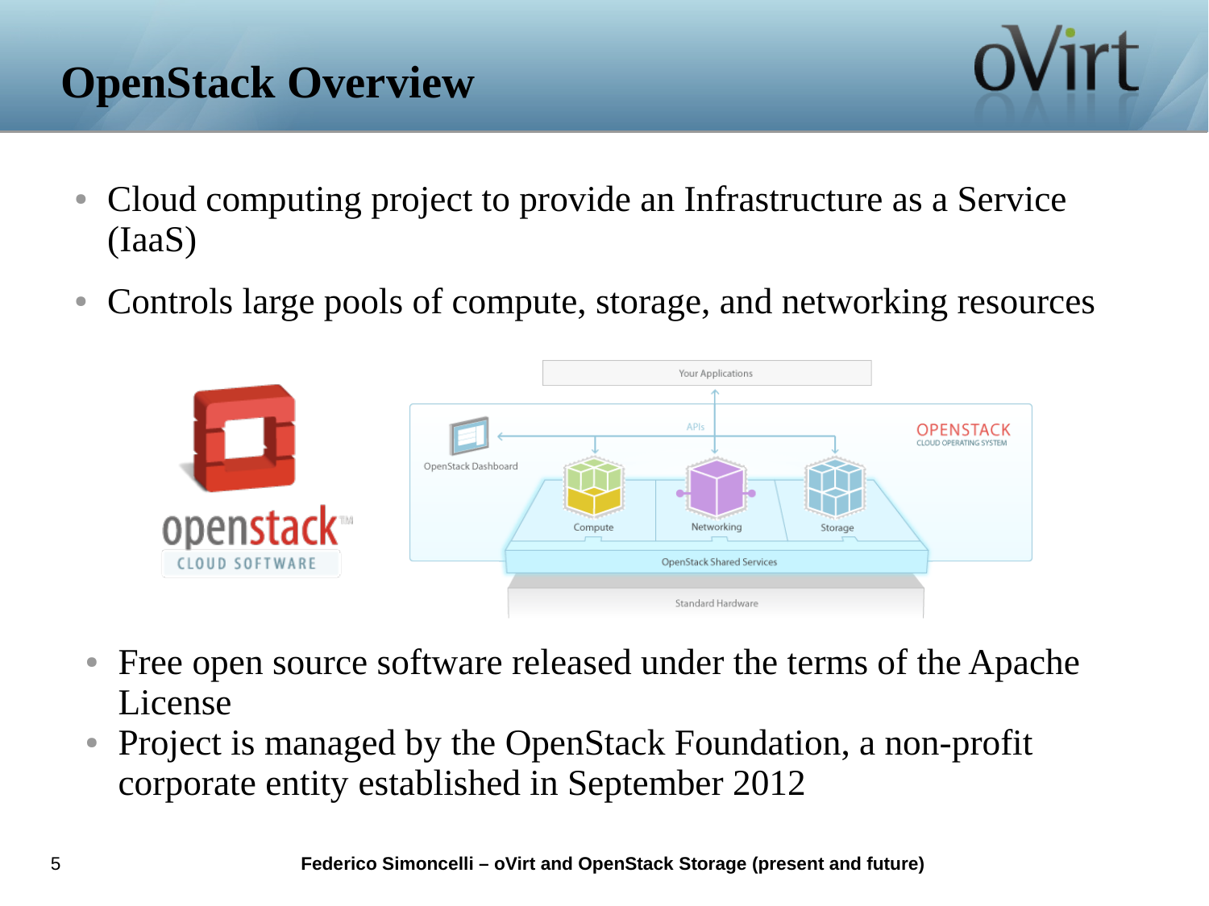# OpenStack Overview

- Cloud computing project to provide an Infrastructure as a Service (IaaS)
- Controls large pools of compute, storage, and networking resources

- Free open source software released under the terms of the Apache License
- Project is managed by the OpenStack Foundation, a non-profit corporate entity established in September 2012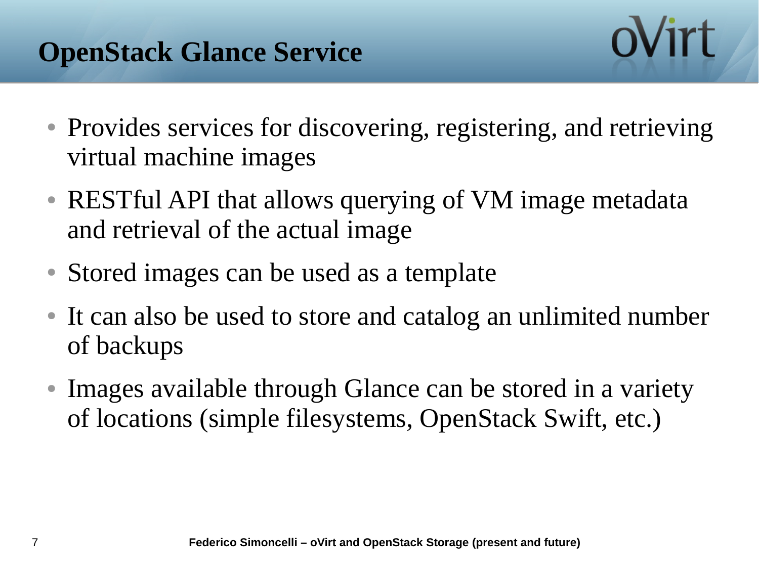# OpenStack Glance Service

- Provides services for discovering, registering, and retrieving virtual machine images
- RESTful API that allows querying of VM image metadata and retrieval of the actual image
- Stored images can be used as a template
- It can also be used to store and catalog an unlimited number of backups
- Images available through Glance can be stored in a variety of locations (simple filesystems, OpenStack Swift, etc.)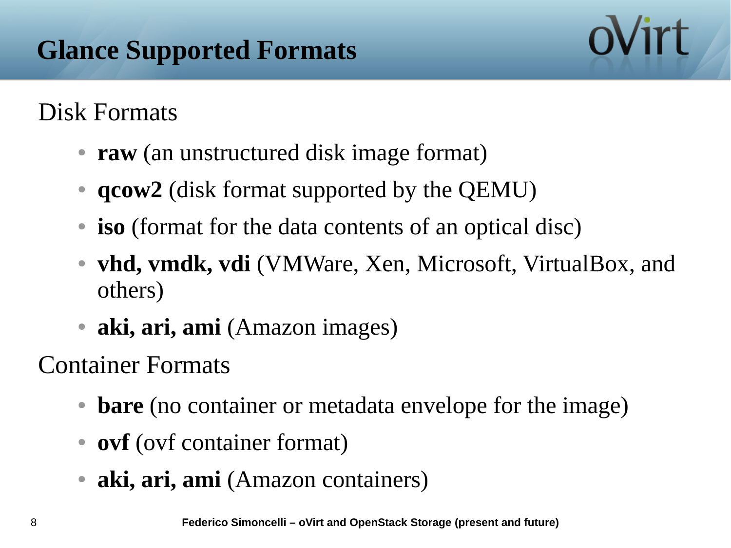# Glance Supported Formats

Disk Formats

- **raw** (an unstructured disk image format)
- **qcow2** (disk format supported by the QEMU)
- **iso** (format for the data contents of an optical disc)
- **vhd, vmdk, vdi** (VMWare, Xen, Microsoft, VirtualBox, and others)
- **aki, ari, ami** (Amazon images)

Container Formats

- **bare** (no container or metadata envelope for the image)
- **ovf** (ovf container format)
- **aki, ari, ami** (Amazon containers)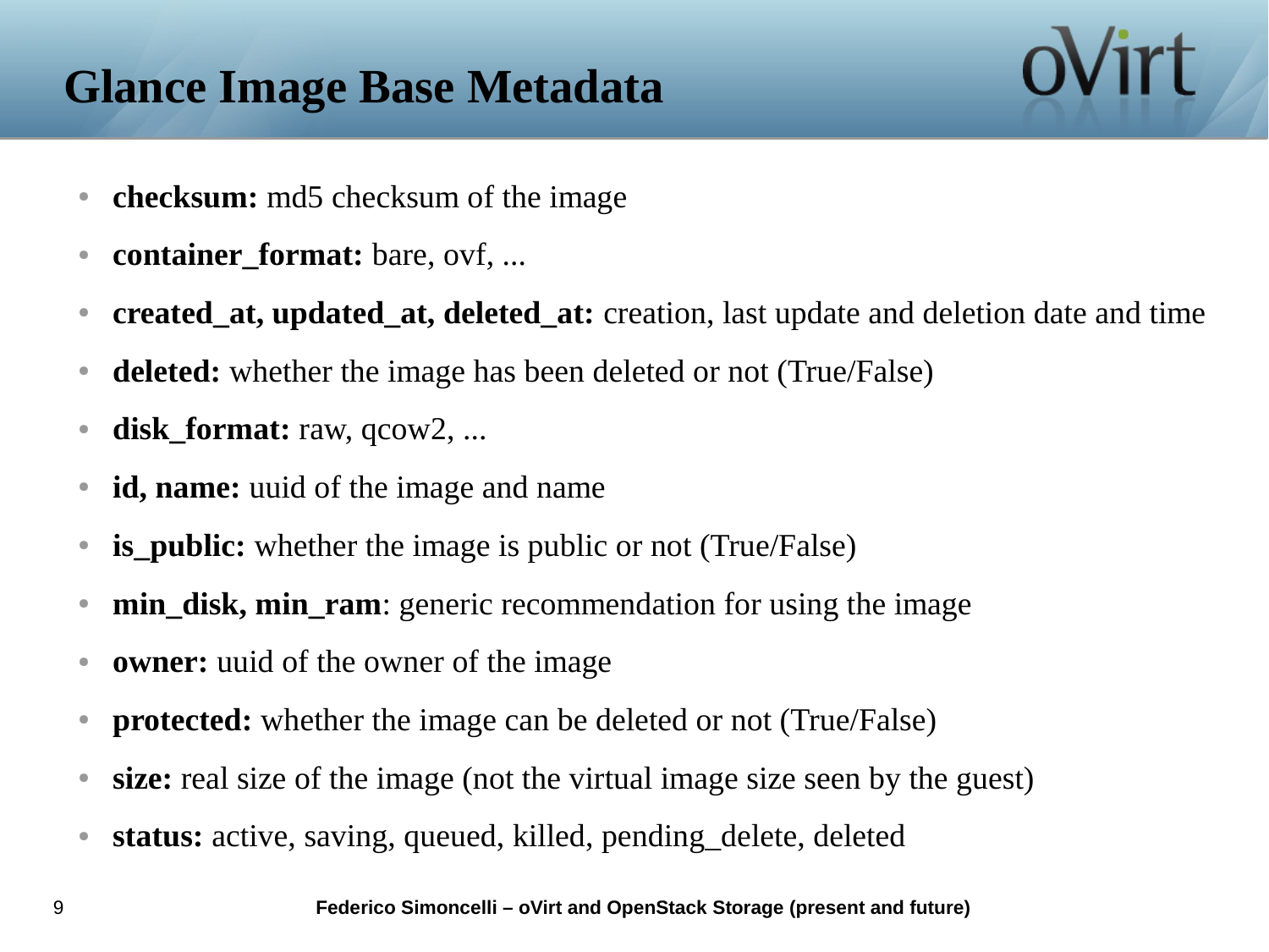# Glance Image Base Metadata

- **checksum:** md5 checksum of the image
- **container_format:** bare, ovf, ...
- **created_at, updated_at, deleted_at:** creation, last update and deletion date and time
- **deleted:** whether the image has been deleted or not (True/False)
- **disk_format:** raw, qcow2, ...
- **id, name:** uuid of the image and name
- **is_public:** whether the image is public or not (True/False)
- **min_disk, min_ram**: generic recommendation for using the image
- **owner:** uuid of the owner of the image
- **protected:** whether the image can be deleted or not (True/False)
- **size:** real size of the image (not the virtual image size seen by the guest)
- **status:** active, saving, queued, killed, pending_delete, deleted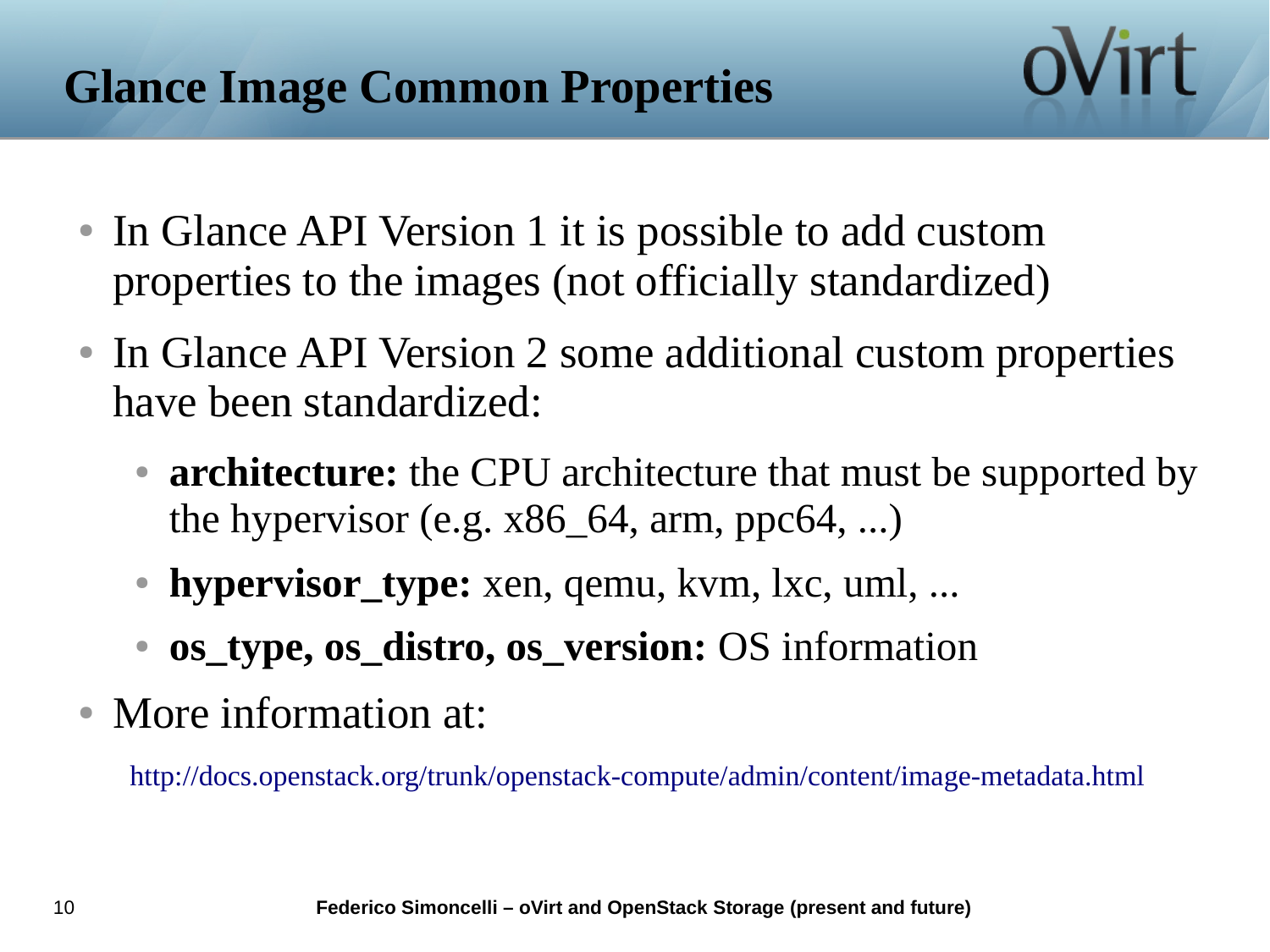# Glance Image Common Properties

- In Glance API Version 1 it is possible to add custom properties to the images (not officially standardized)
- In Glance API Version 2 some additional custom properties have been standardized:
  - **architecture:** the CPU architecture that must be supported by the hypervisor (e.g. x86_64, arm, ppc64, ...)
  - **hypervisor_type:** xen, qemu, kvm, lxc, uml, ...
  - **os_type, os_distro, os_version:** OS information
- More information at:

http://docs.openstack.org/trunk/openstack-compute/admin/content/image-metadata.html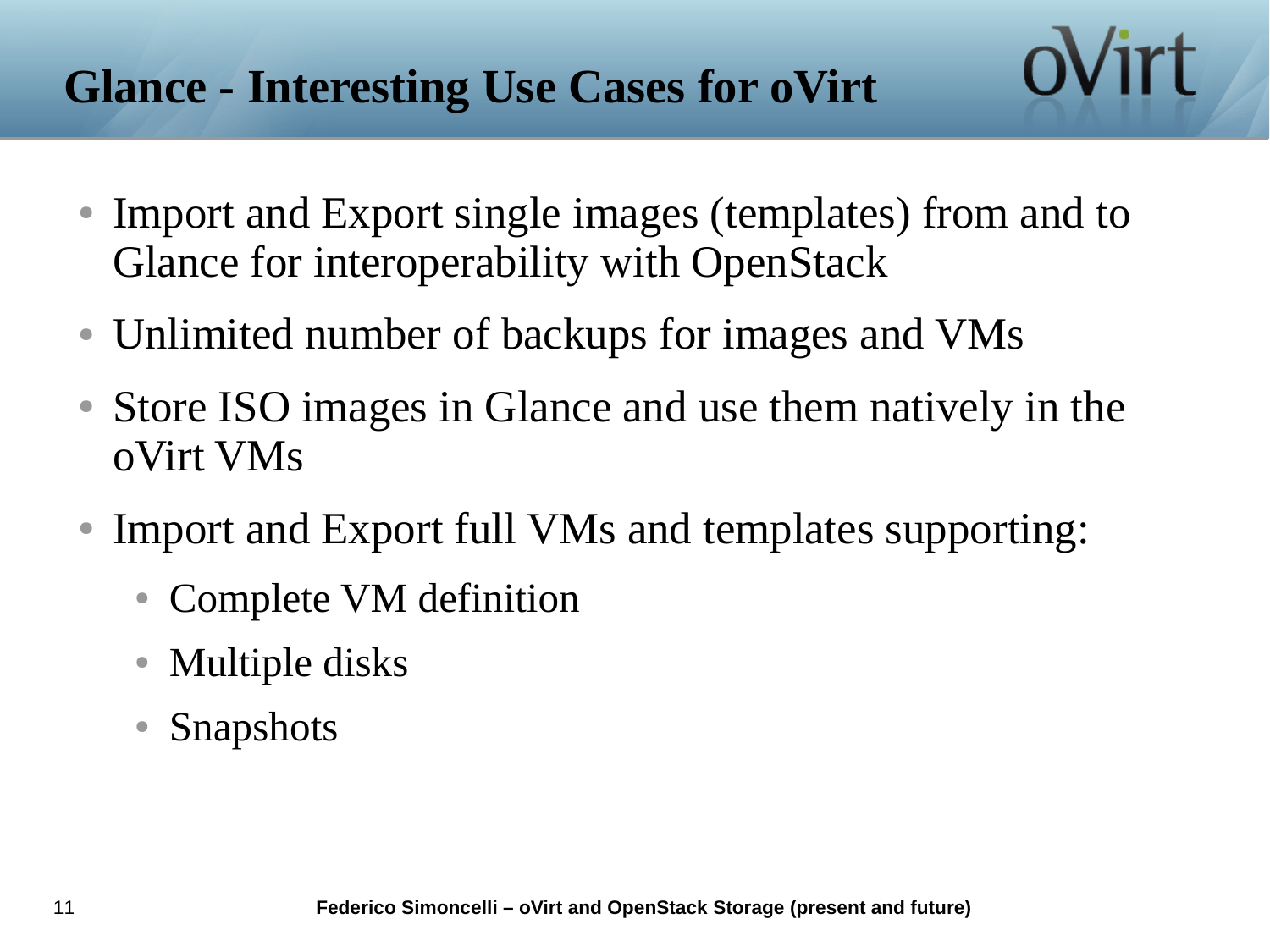# Glance - Interesting Use Cases for oVirt

- Import and Export single images (templates) from and to Glance for interoperability with OpenStack
- Unlimited number of backups for images and VMs
- Store ISO images in Glance and use them natively in the oVirt VMs
- Import and Export full VMs and templates supporting:
  - Complete VM definition
  - Multiple disks
  - Snapshots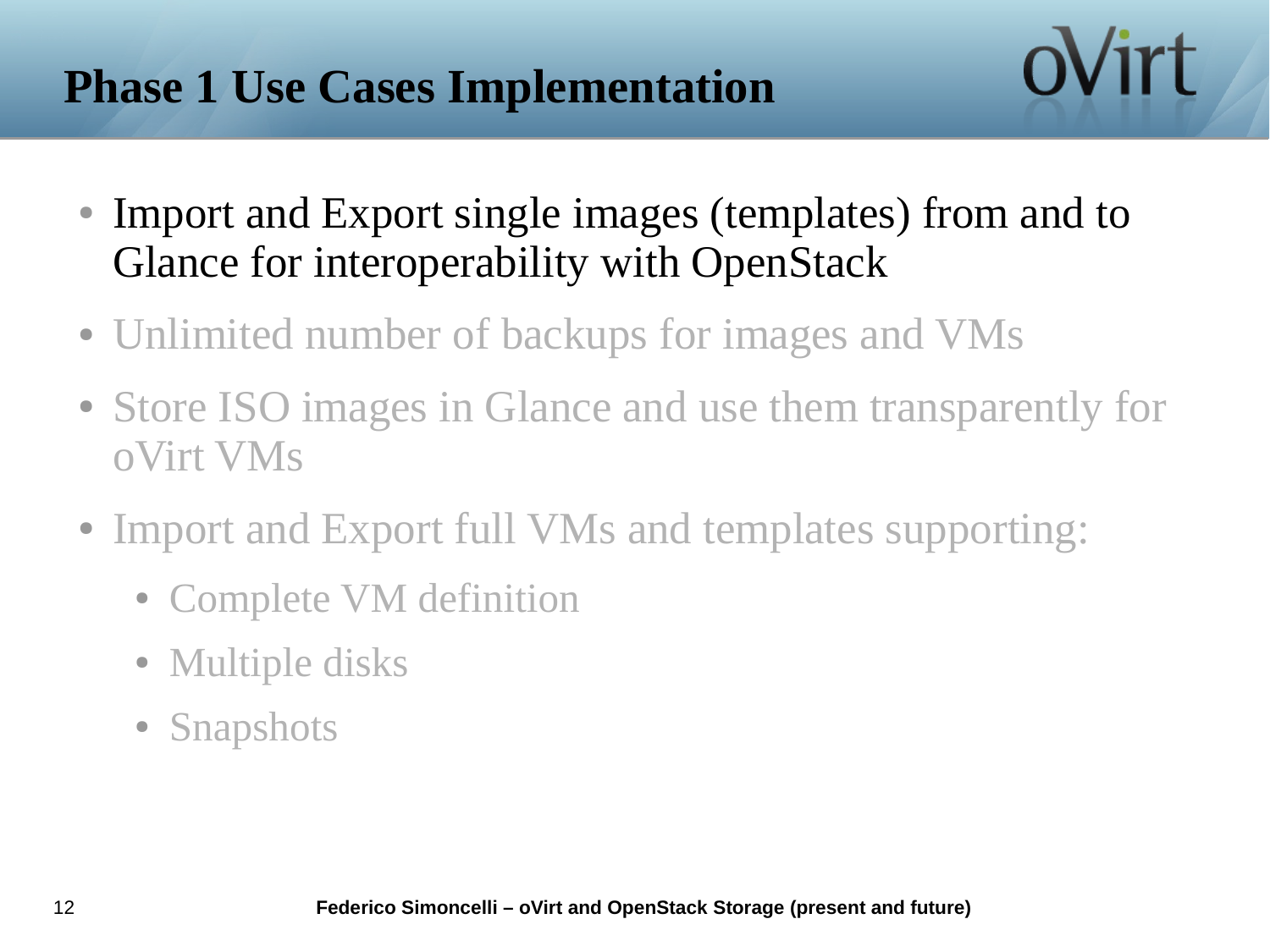# Phase 1 Use Cases Implementation

- Import and Export single images (templates) from and to Glance for interoperability with OpenStack
- Unlimited number of backups for images and VMs
- Store ISO images in Glance and use them transparently for oVirt VMs
- Import and Export full VMs and templates supporting:
  - Complete VM definition
  - Multiple disks
  - Snapshots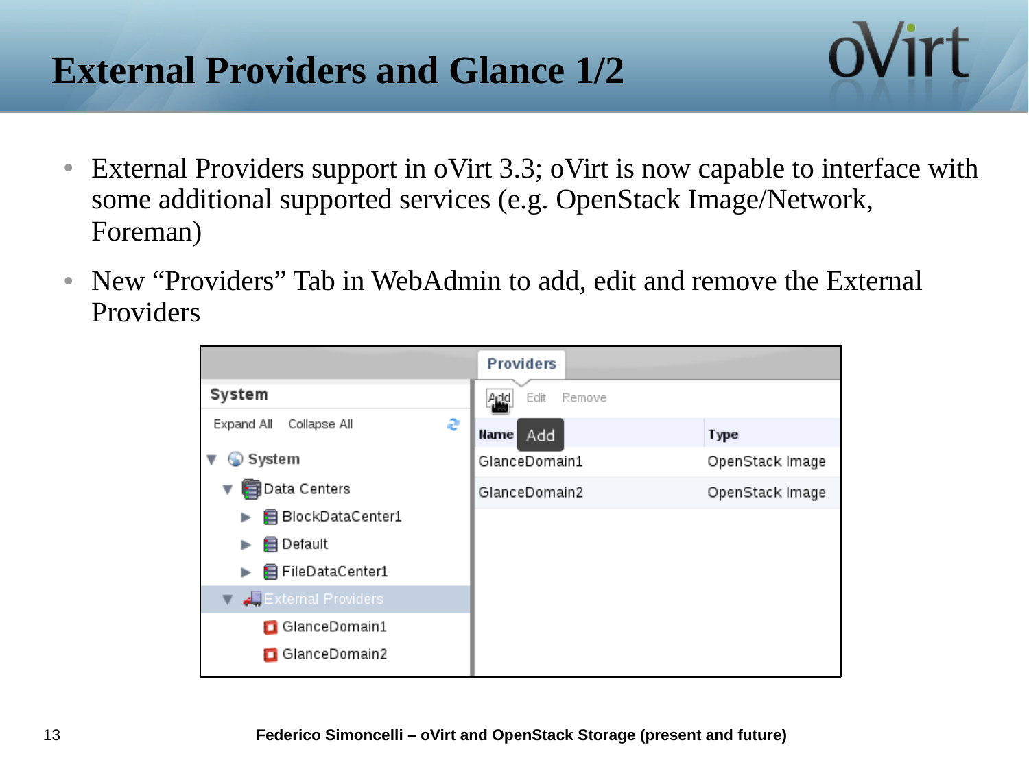# External Providers and Glance 1/2

- External Providers support in oVirt 3.3; oVirt is now capable to interface with some additional supported services (e.g. OpenStack Image/Network, Foreman)
- New “Providers” Tab in WebAdmin to add, edit and remove the External Providers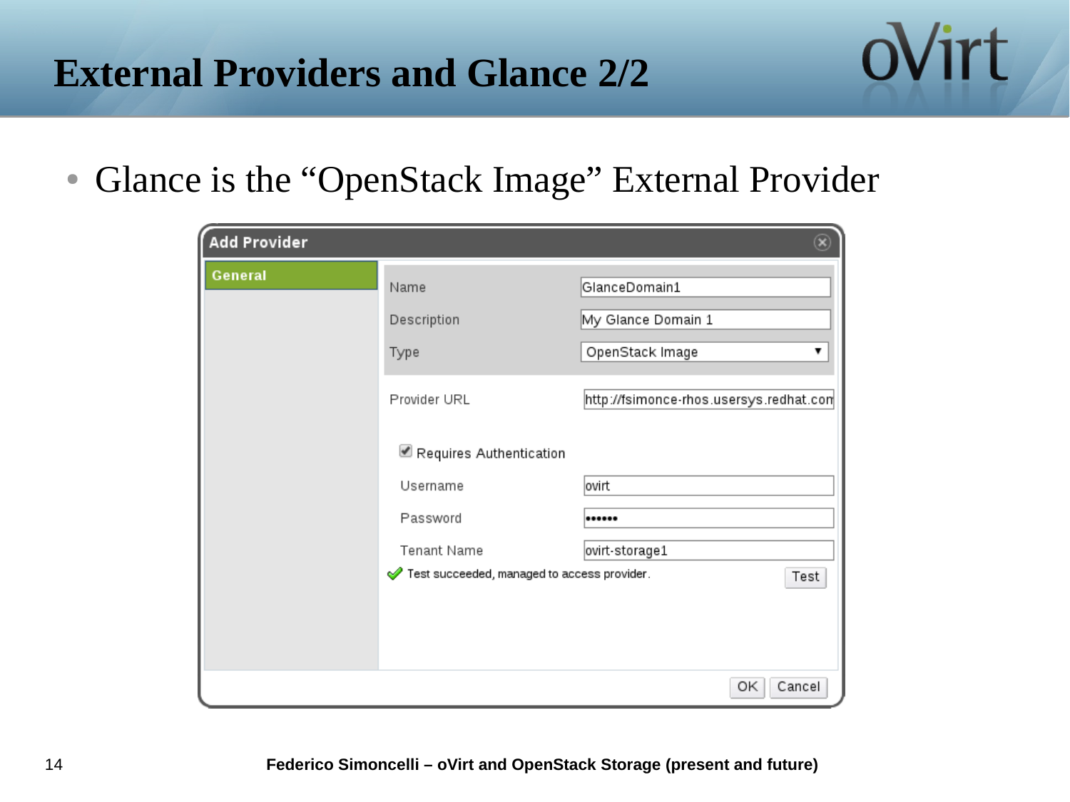# External Providers and Glance 2/2

- Glance is the "OpenStack Image" External Provider

**Add Provider**

**General**

| | |
|---|---|
| Name | GlanceDomain1 |
| Description | My Glance Domain 1 |
| Type | OpenStack Image |
| Provider URL | http://fsimonce-rhos.usersys.redhat.com |

☑ Requires Authentication

| | |
|---|---|
| Username | ovirt |
| Password | •••••• |
| Tenant Name | ovirt-storage1 |

✔ Test succeeded, managed to access provider.

Test

OK Cancel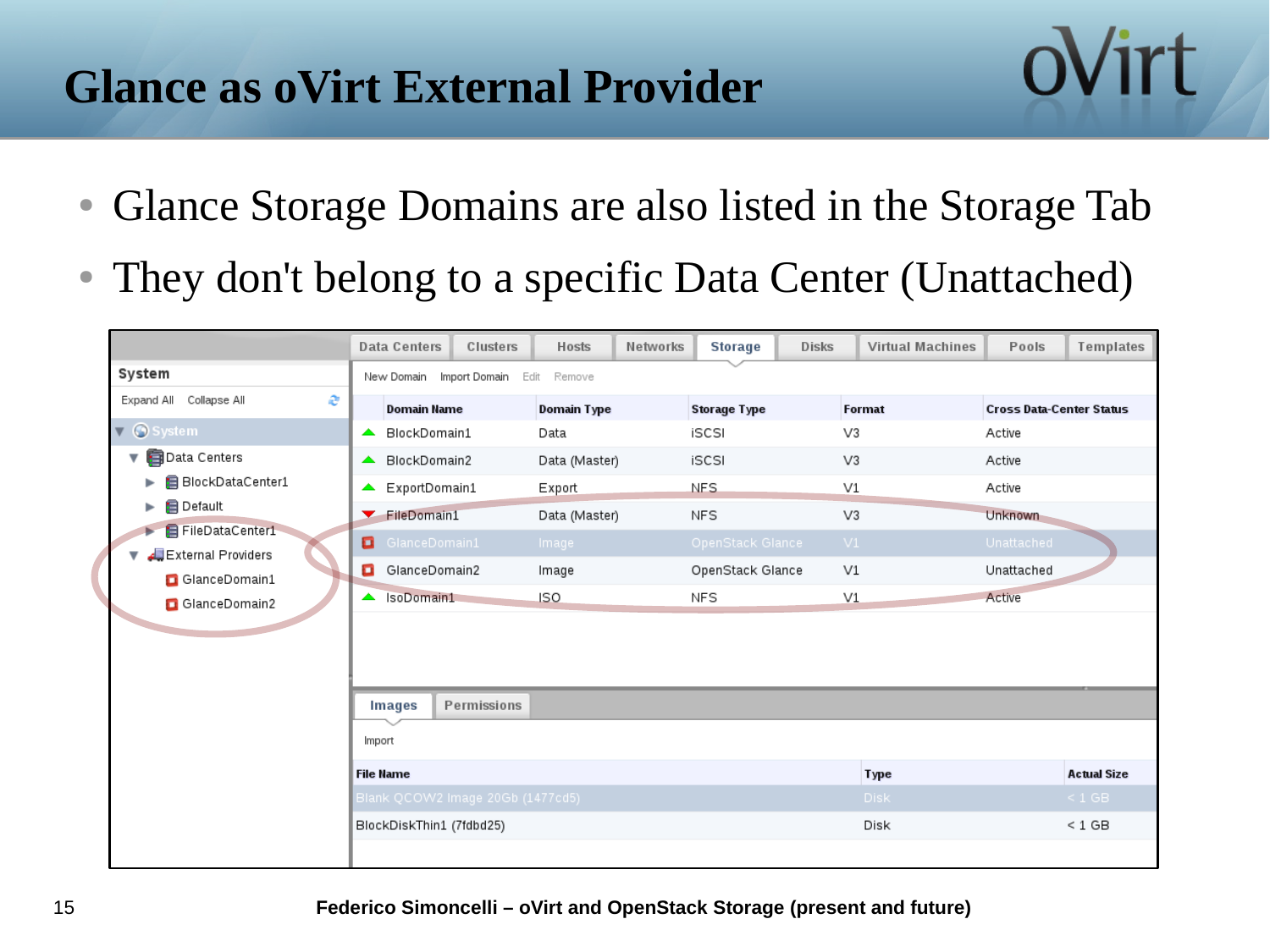# Glance as oVirt External Provider

- Glance Storage Domains are also listed in the Storage Tab
- They don't belong to a specific Data Center (Unattached)

Data Centers | Clusters | Hosts | Networks | Storage | Disks | Virtual Machines | Pools | Templates

System

Expand All Collapse All

- System
  - Data Centers
    - BlockDataCenter1
    - Default
    - FileDataCenter1
  - External Providers
    - GlanceDomain1
    - GlanceDomain2

New Domain Import Domain Edit Remove

| Domain Name | Domain Type | Storage Type | Format | Cross Data-Center Status |
|---|---|---|---|---|
| BlockDomain1 | Data | iSCSI | V3 | Active |
| BlockDomain2 | Data (Master) | iSCSI | V3 | Active |
| ExportDomain1 | Export | NFS | V1 | Active |
| FileDomain1 | Data (Master) | NFS | V3 | Unknown |
| GlanceDomain1 | Image | OpenStack Glance | V1 | Unattached |
| GlanceDomain2 | Image | OpenStack Glance | V1 | Unattached |
| IsoDomain1 | ISO | NFS | V1 | Active |

Images | Permissions

Import

| File Name | Type | Actual Size |
|---|---|---|
| Blank QCOW2 Image 20Gb (1477cd5) | Disk | < 1 GB |
| BlockDiskThin1 (7fdbd25) | Disk | < 1 GB |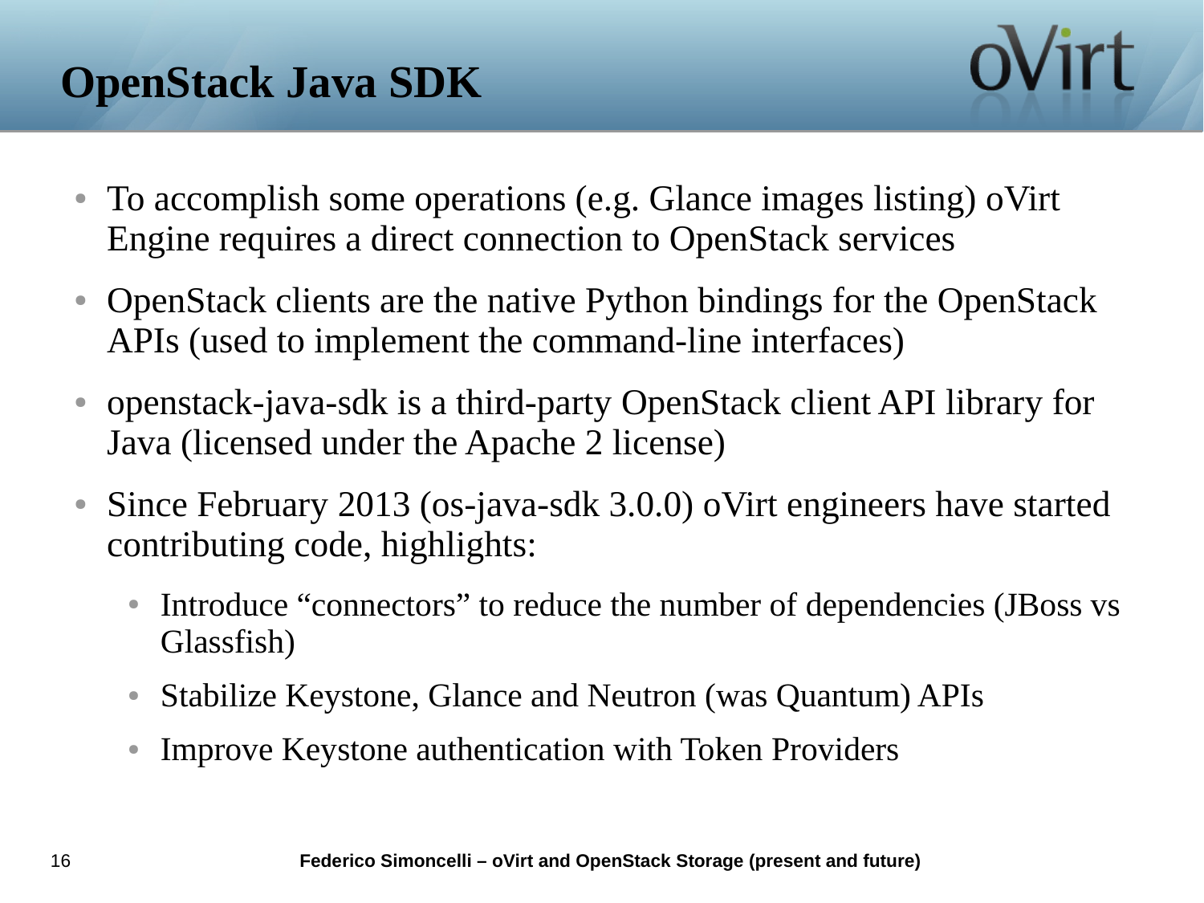# OpenStack Java SDK

- To accomplish some operations (e.g. Glance images listing) oVirt Engine requires a direct connection to OpenStack services
- OpenStack clients are the native Python bindings for the OpenStack APIs (used to implement the command-line interfaces)
- openstack-java-sdk is a third-party OpenStack client API library for Java (licensed under the Apache 2 license)
- Since February 2013 (os-java-sdk 3.0.0) oVirt engineers have started contributing code, highlights:
  - Introduce “connectors” to reduce the number of dependencies (JBoss vs Glassfish)
  - Stabilize Keystone, Glance and Neutron (was Quantum) APIs
  - Improve Keystone authentication with Token Providers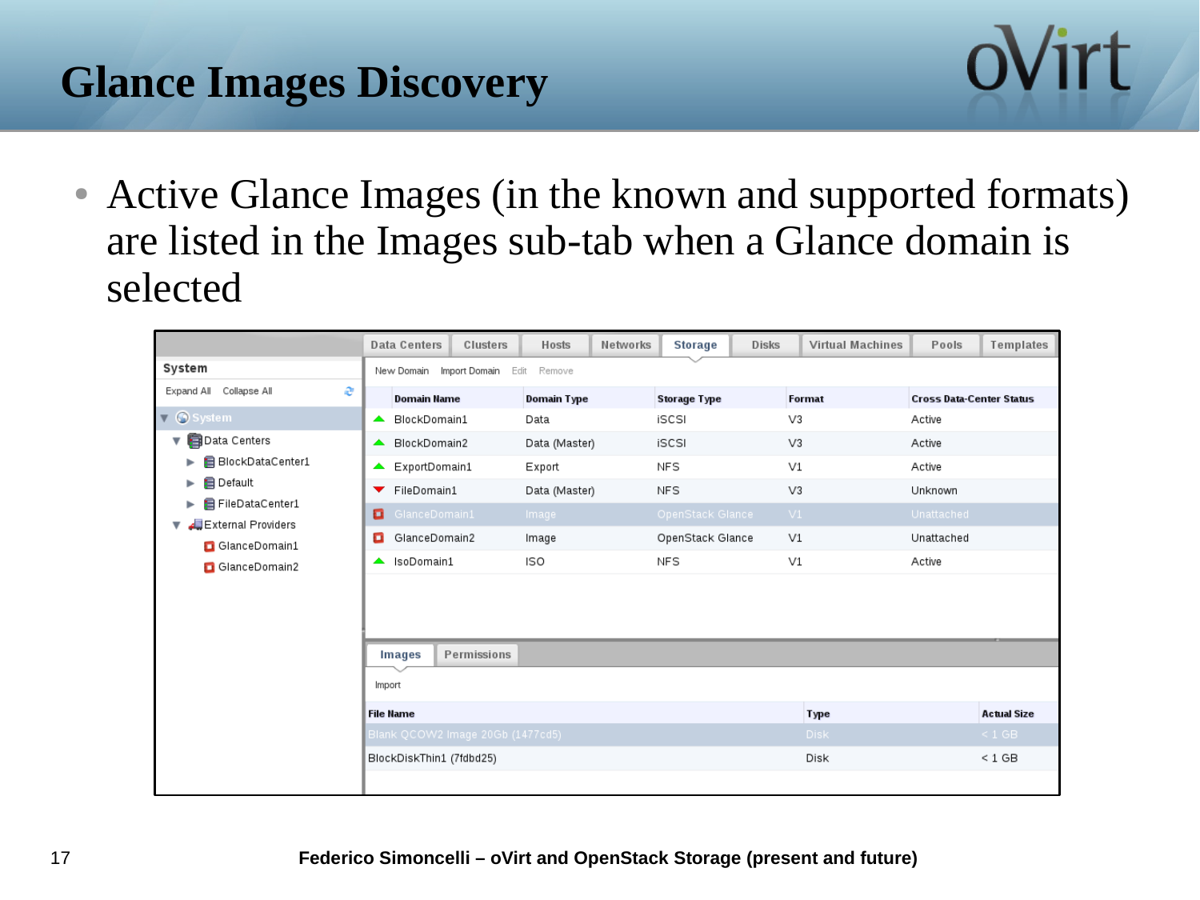# Glance Images Discovery

- Active Glance Images (in the known and supported formats) are listed in the Images sub-tab when a Glance domain is selected

| Domain Name | Domain Type | Storage Type | Format | Cross Data-Center Status |
|---|---|---|---|---|
| BlockDomain1 | Data | iSCSI | V3 | Active |
| BlockDomain2 | Data (Master) | iSCSI | V3 | Active |
| ExportDomain1 | Export | NFS | V1 | Active |
| FileDomain1 | Data (Master) | NFS | V3 | Unknown |
| GlanceDomain1 | Image | OpenStack Glance | V1 | Unattached |
| GlanceDomain2 | Image | OpenStack Glance | V1 | Unattached |
| IsoDomain1 | ISO | NFS | V1 | Active |

| File Name | Type | Actual Size |
|---|---|---|
| Blank QCOW2 Image 20Gb (1477cd5) | Disk | < 1 GB |
| BlockDiskThin1 (7fdbd25) | Disk | < 1 GB |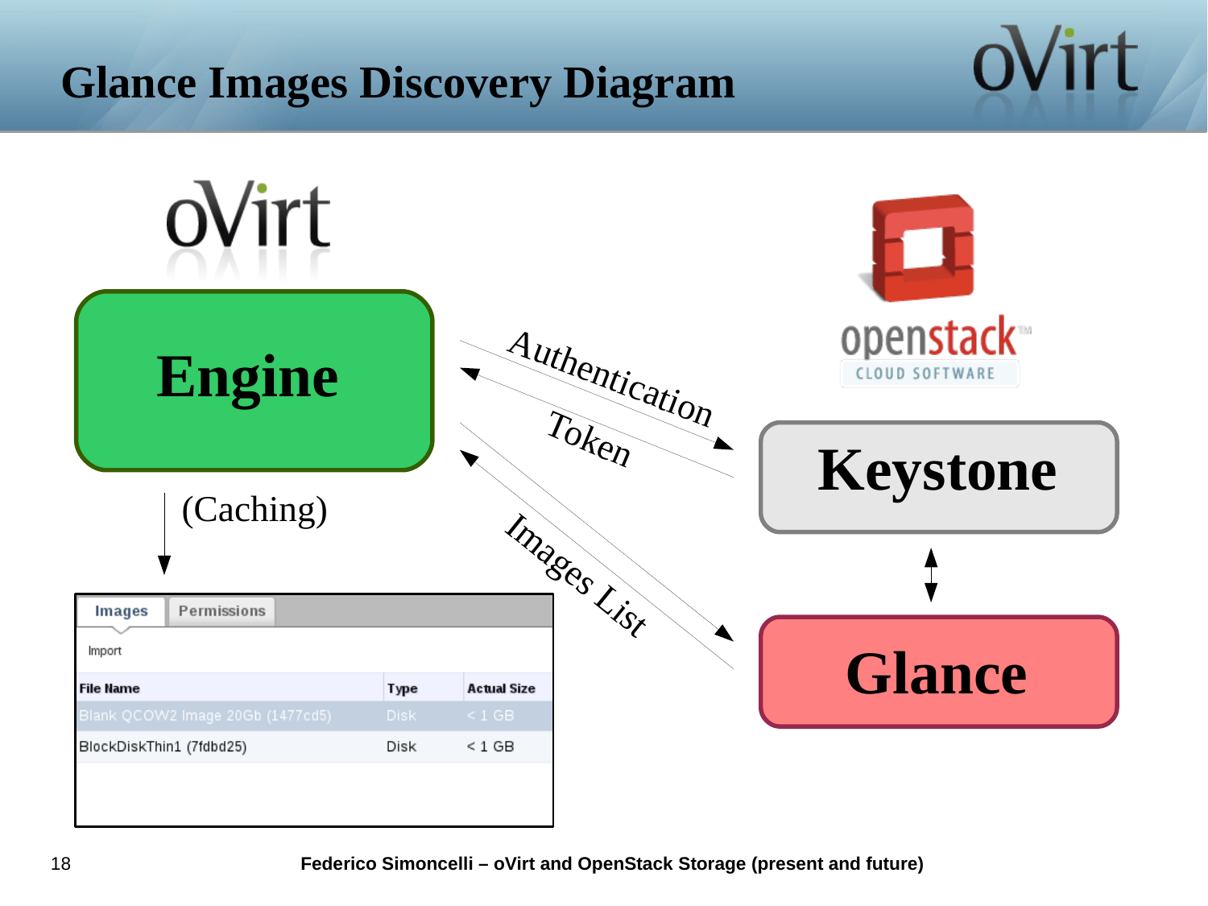# Glance Images Discovery Diagram

oVirt

**Engine**

(Caching)

Authentication

Token

Images List

openstack CLOUD SOFTWARE

**Keystone**

**Glance**

| Images | Permissions |
|---|---|

Import

| File Name | Type | Actual Size |
|---|---|---|
| Blank QCOW2 Image 20Gb (1477cd5) | Disk | < 1 GB |
| BlockDiskThin1 (7fdbd25) | Disk | < 1 GB |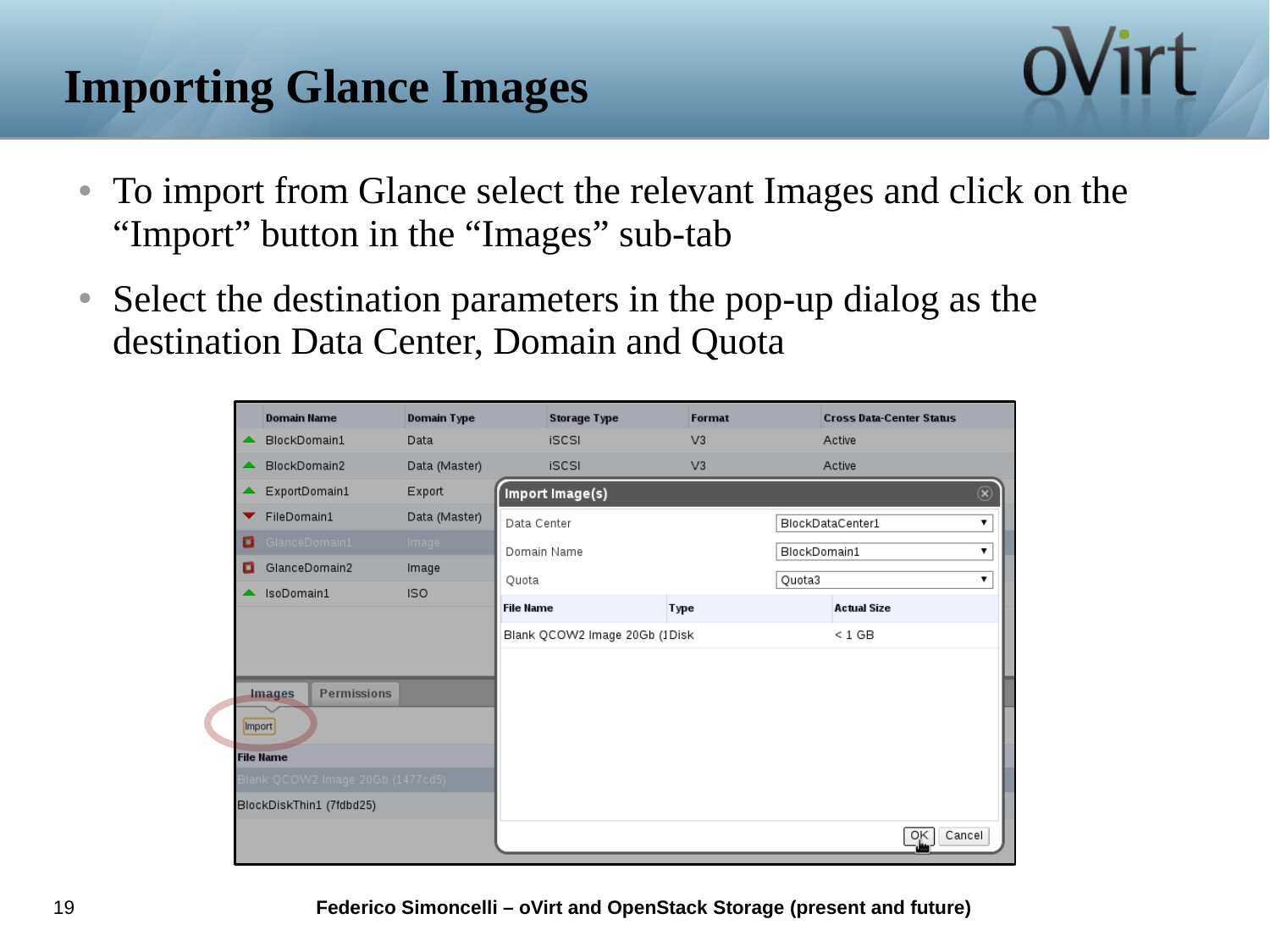# Importing Glance Images

- To import from Glance select the relevant Images and click on the "Import" button in the "Images" sub-tab
- Select the destination parameters in the pop-up dialog as the destination Data Center, Domain and Quota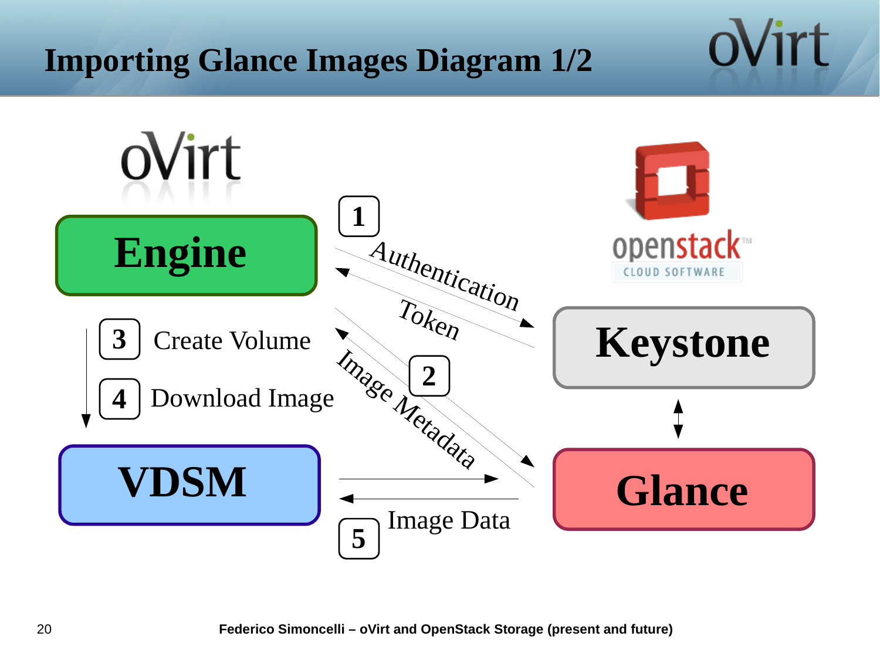# Importing Glance Images Diagram 1/2

oVirt

**Engine**

openstack CLOUD SOFTWARE

**Keystone**

**Glance**

**VDSM**

1 Authentication

Token

2 Image Metadata

3 Create Volume

4 Download Image

5 Image Data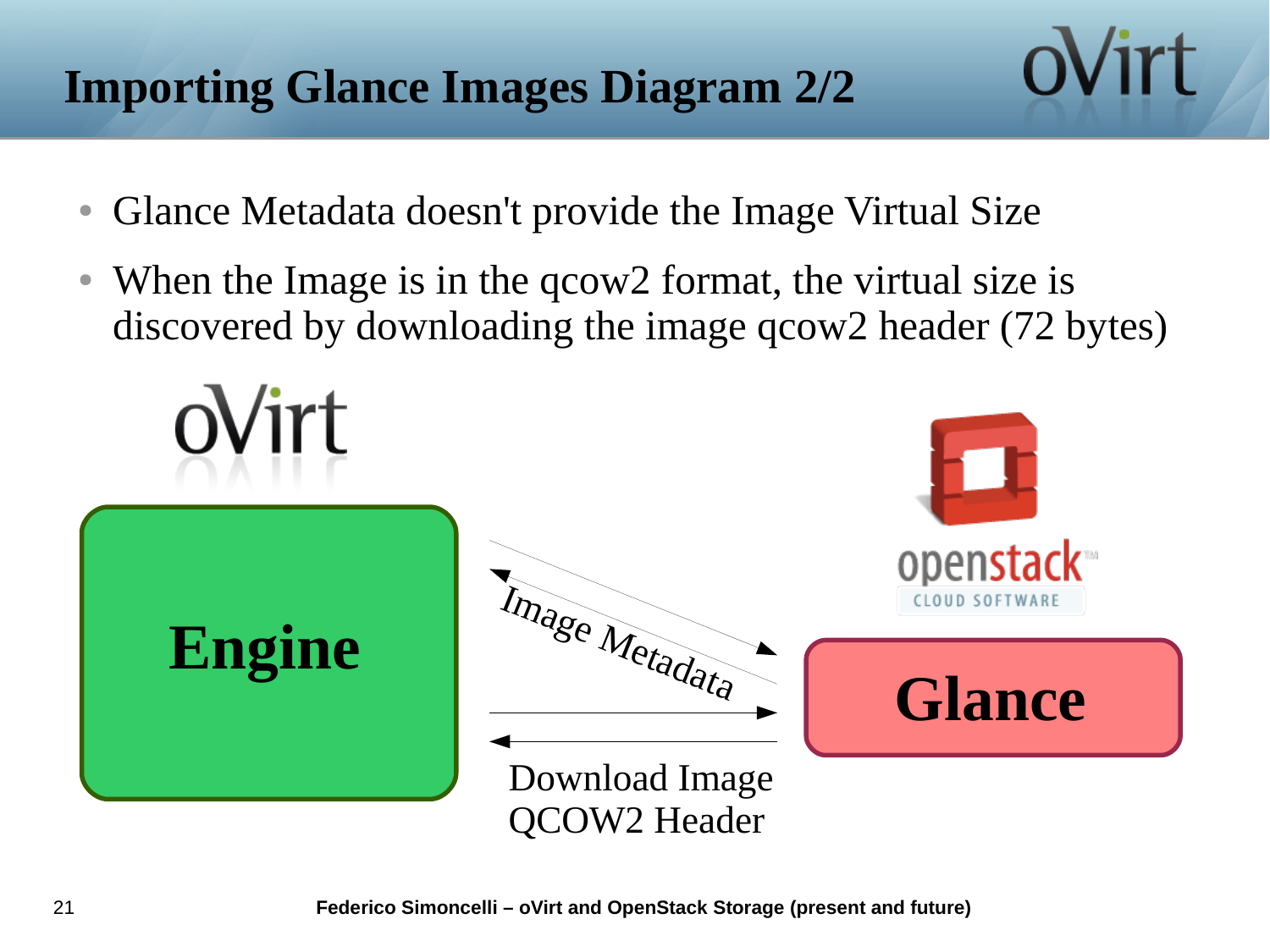# Importing Glance Images Diagram 2/2

- Glance Metadata doesn't provide the Image Virtual Size
- When the Image is in the qcow2 format, the virtual size is discovered by downloading the image qcow2 header (72 bytes)

Engine

Image Metadata

Glance

Download Image QCOW2 Header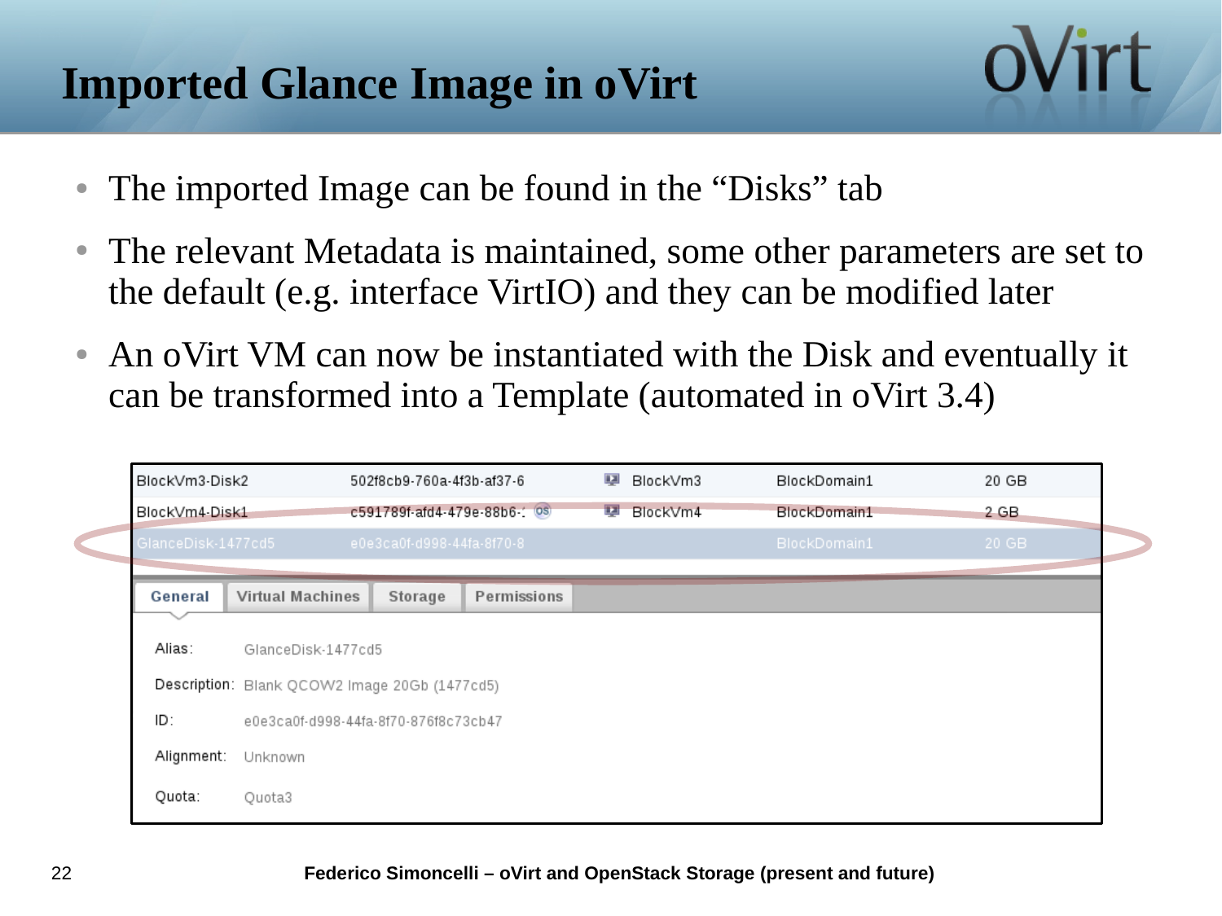# Imported Glance Image in oVirt

- The imported Image can be found in the "Disks" tab
- The relevant Metadata is maintained, some other parameters are set to the default (e.g. interface VirtIO) and they can be modified later
- An oVirt VM can now be instantiated with the Disk and eventually it can be transformed into a Template (automated in oVirt 3.4)

| | | | | |
|---|---|---|---|---|
| BlockVm3-Disk2 | 502f8cb9-760a-4f3b-af37-6 | BlockVm3 | BlockDomain1 | 20 GB |
| BlockVm4-Disk1 | c591789f-afd4-479e-88b6-: | BlockVm4 | BlockDomain1 | 2 GB |
| GlanceDisk-1477cd5 | e0e3ca0f-d998-44fa-8f70-8 | | BlockDomain1 | 20 GB |

General | Virtual Machines | Storage | Permissions

| | |
|---|---|
| Alias: | GlanceDisk-1477cd5 |
| Description: | Blank QCOW2 Image 20Gb (1477cd5) |
| ID: | e0e3ca0f-d998-44fa-8f70-876f8c73cb47 |
| Alignment: | Unknown |
| Quota: | Quota3 |

Federico Simoncelli – oVirt and OpenStack Storage (present and future)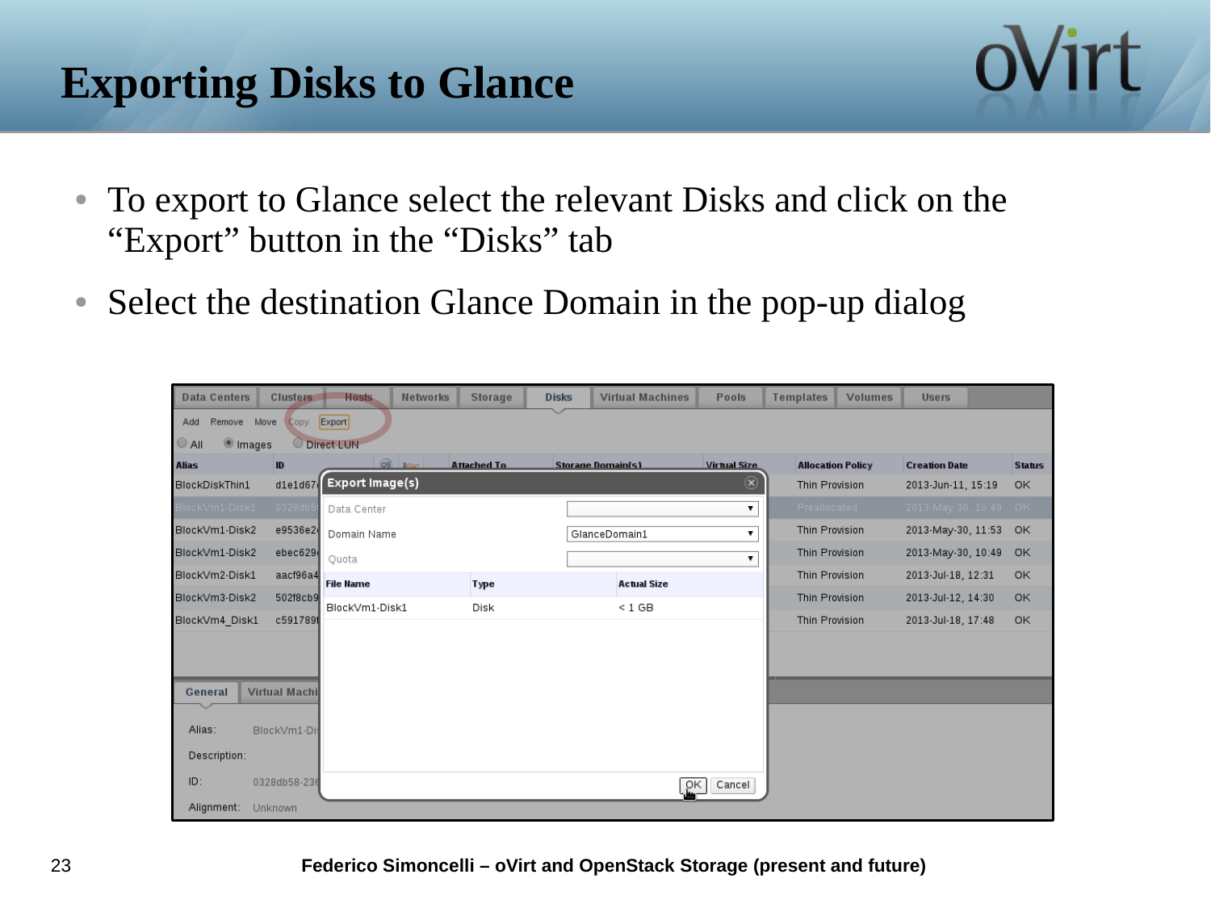# Exporting Disks to Glance

- To export to Glance select the relevant Disks and click on the "Export" button in the "Disks" tab
- Select the destination Glance Domain in the pop-up dialog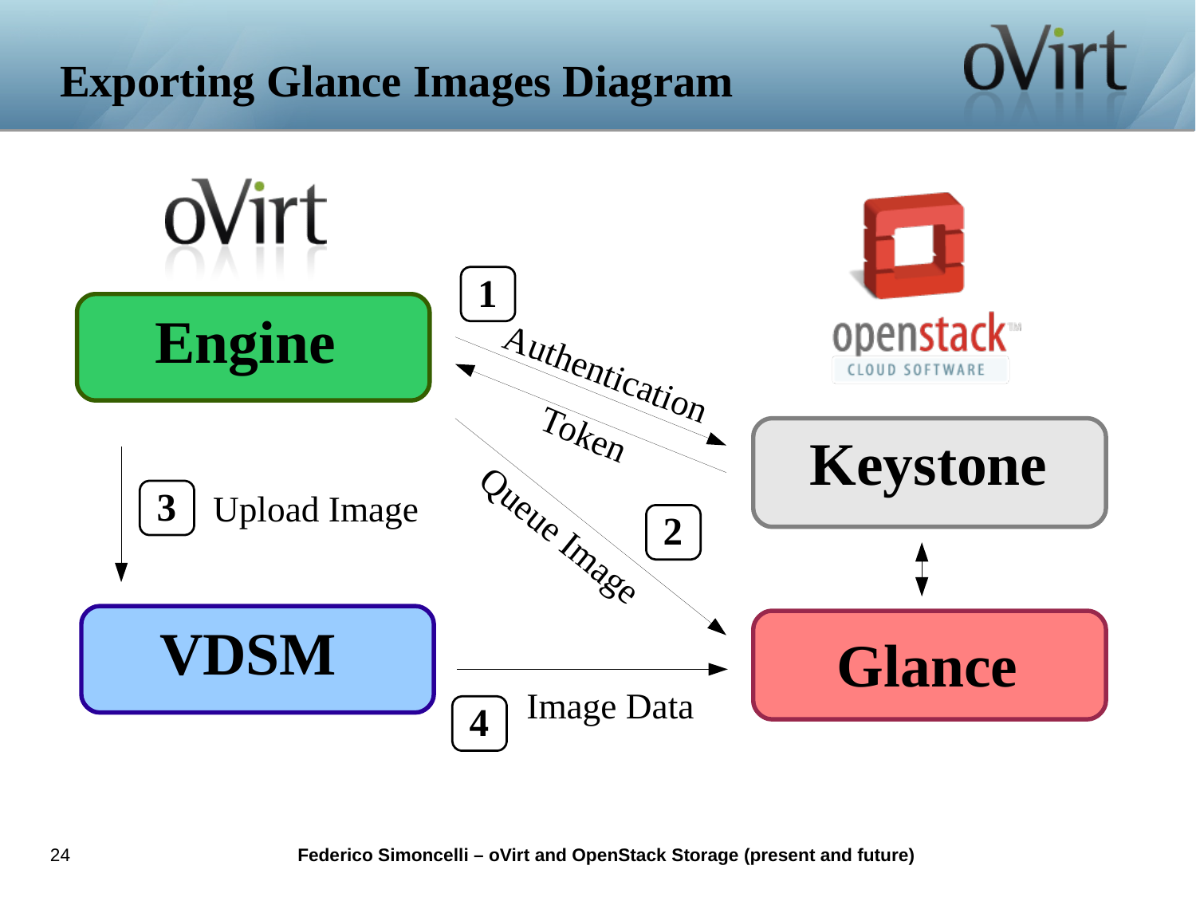# Exporting Glance Images Diagram

oVirt

**Engine**

1 Authentication

Token

2 Queue Image

3 Upload Image

**VDSM**

4 Image Data

openstack CLOUD SOFTWARE

**Keystone**

**Glance**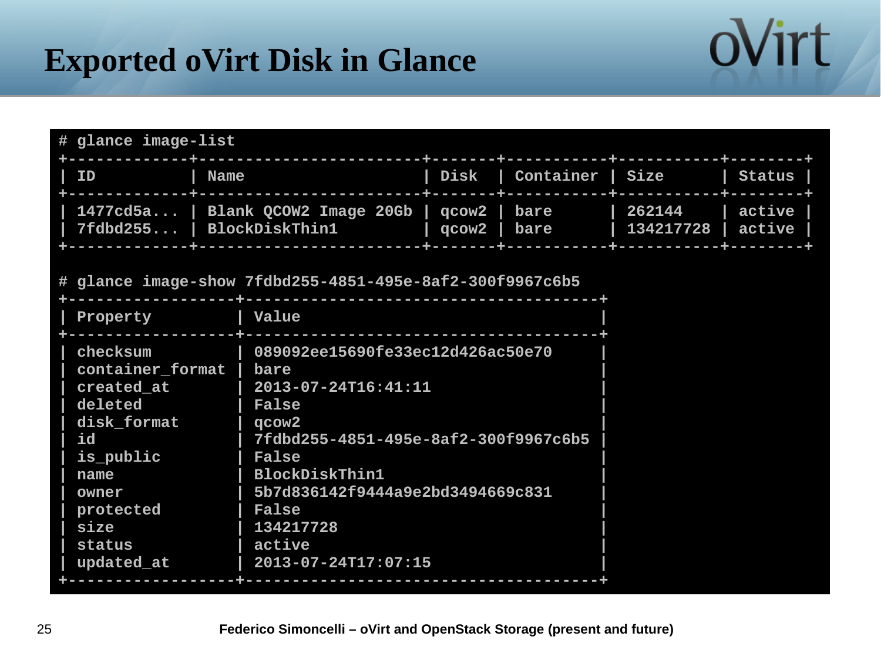# Exported oVirt Disk in Glance

```
# glance image-list
+-------------+-----------------------+-------+-----------+-----------+--------+
| ID          | Name                  | Disk  | Container | Size      | Status |
+-------------+-----------------------+-------+-----------+-----------+--------+
| 1477cd5a... | Blank QCOW2 Image 20Gb | qcow2 | bare      | 262144    | active |
| 7fdbd255... | BlockDiskThin1        | qcow2 | bare      | 134217728 | active |
+-------------+-----------------------+-------+-----------+-----------+--------+

# glance image-show 7fdbd255-4851-495e-8af2-300f9967c6b5
+------------------+--------------------------------------+
| Property         | Value                                |
+------------------+--------------------------------------+
| checksum         | 089092ee15690fe33ec12d426ac50e70     |
| container_format | bare                                 |
| created_at       | 2013-07-24T16:41:11                  |
| deleted          | False                                |
| disk_format      | qcow2                                |
| id               | 7fdbd255-4851-495e-8af2-300f9967c6b5 |
| is_public        | False                                |
| name             | BlockDiskThin1                       |
| owner            | 5b7d836142f9444a9e2bd3494669c831     |
| protected        | False                                |
| size             | 134217728                            |
| status           | active                               |
| updated_at       | 2013-07-24T17:07:15                  |
+------------------+--------------------------------------+
```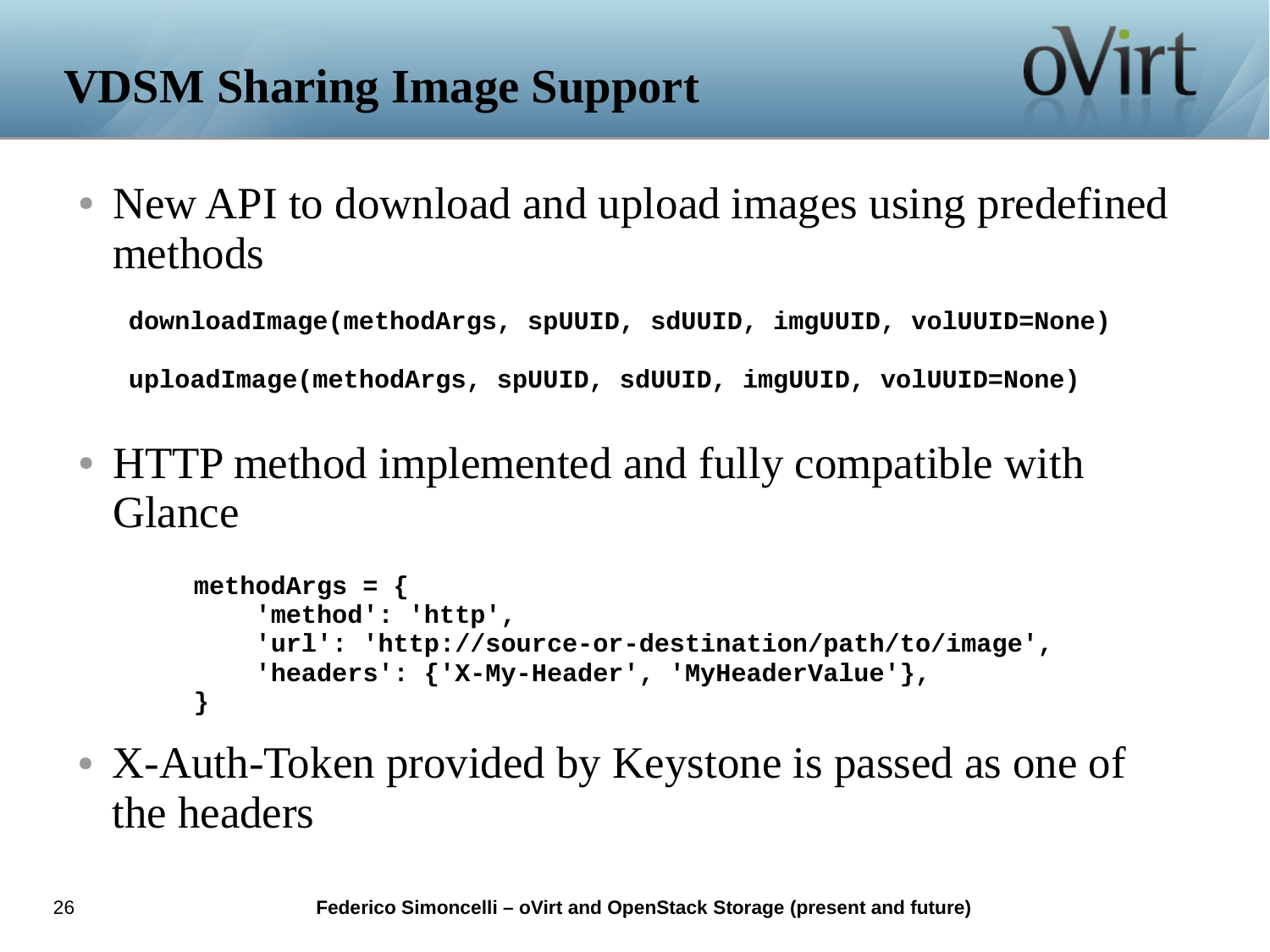# VDSM Sharing Image Support

- New API to download and upload images using predefined methods

```
downloadImage(methodArgs, spUUID, sdUUID, imgUUID, volUUID=None)

uploadImage(methodArgs, spUUID, sdUUID, imgUUID, volUUID=None)
```

- HTTP method implemented and fully compatible with Glance

```
methodArgs = {
    'method': 'http',
    'url': 'http://source-or-destination/path/to/image',
    'headers': {'X-My-Header', 'MyHeaderValue'},
}
```

- X-Auth-Token provided by Keystone is passed as one of the headers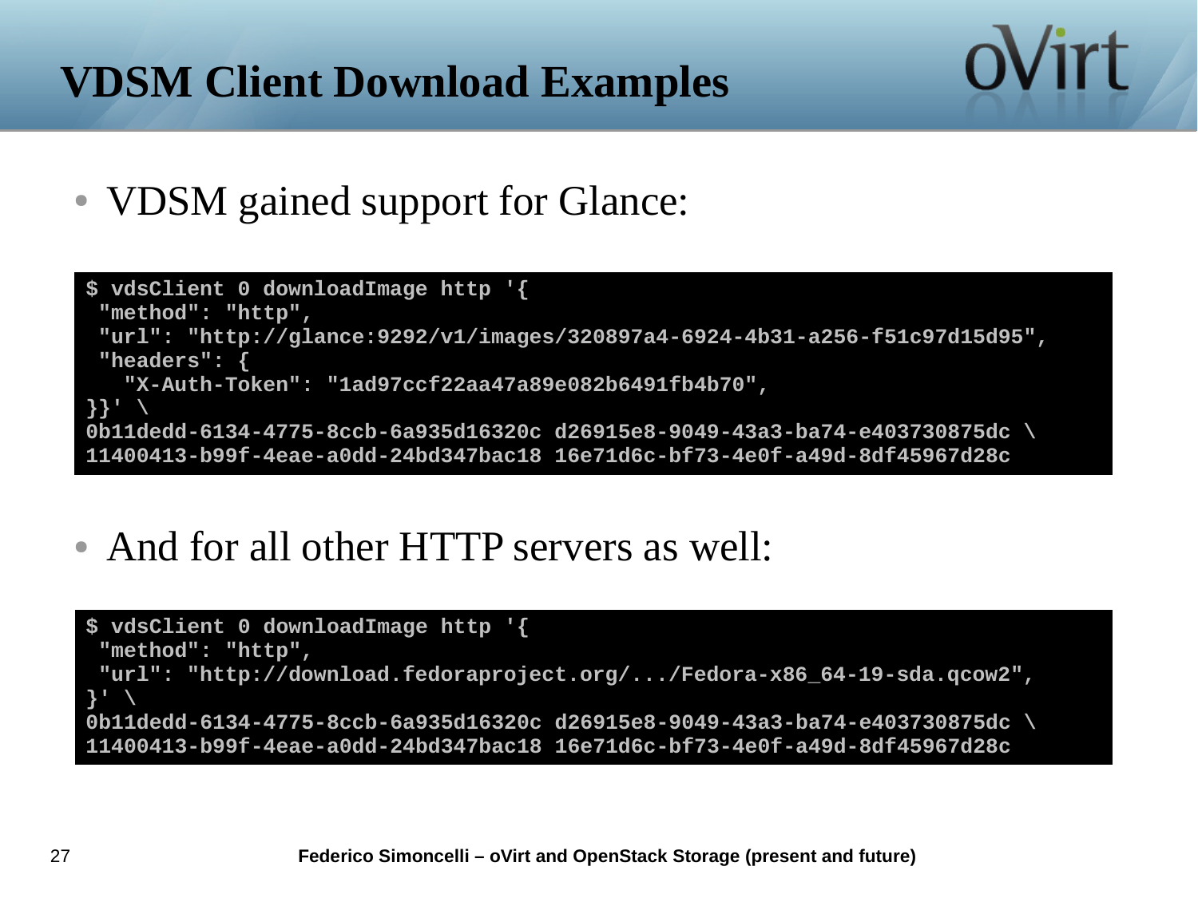# VDSM Client Download Examples

- VDSM gained support for Glance:

```
$ vdsClient 0 downloadImage http '{
 "method": "http",
 "url": "http://glance:9292/v1/images/320897a4-6924-4b31-a256-f51c97d15d95",
 "headers": {
   "X-Auth-Token": "1ad97ccf22aa47a89e082b6491fb4b70",
}}' \
0b11dedd-6134-4775-8ccb-6a935d16320c d26915e8-9049-43a3-ba74-e403730875dc \
11400413-b99f-4eae-a0dd-24bd347bac18 16e71d6c-bf73-4e0f-a49d-8df45967d28c
```

- And for all other HTTP servers as well:

```
$ vdsClient 0 downloadImage http '{
 "method": "http",
 "url": "http://download.fedoraproject.org/.../Fedora-x86_64-19-sda.qcow2",
}' \
0b11dedd-6134-4775-8ccb-6a935d16320c d26915e8-9049-43a3-ba74-e403730875dc \
11400413-b99f-4eae-a0dd-24bd347bac18 16e71d6c-bf73-4e0f-a49d-8df45967d28c
```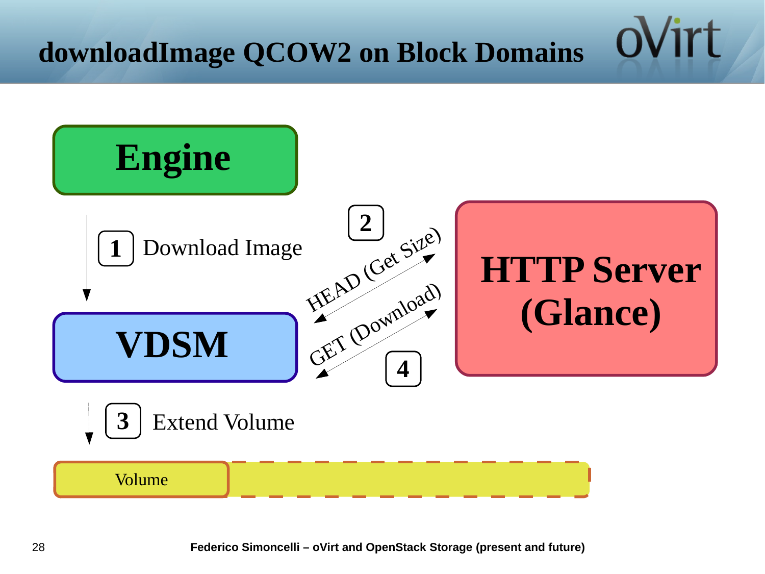# downloadImage QCOW2 on Block Domains

Engine

1 Download Image

VDSM

2 HEAD (Get Size)

HTTP Server (Glance)

GET (Download) 4

3 Extend Volume

Volume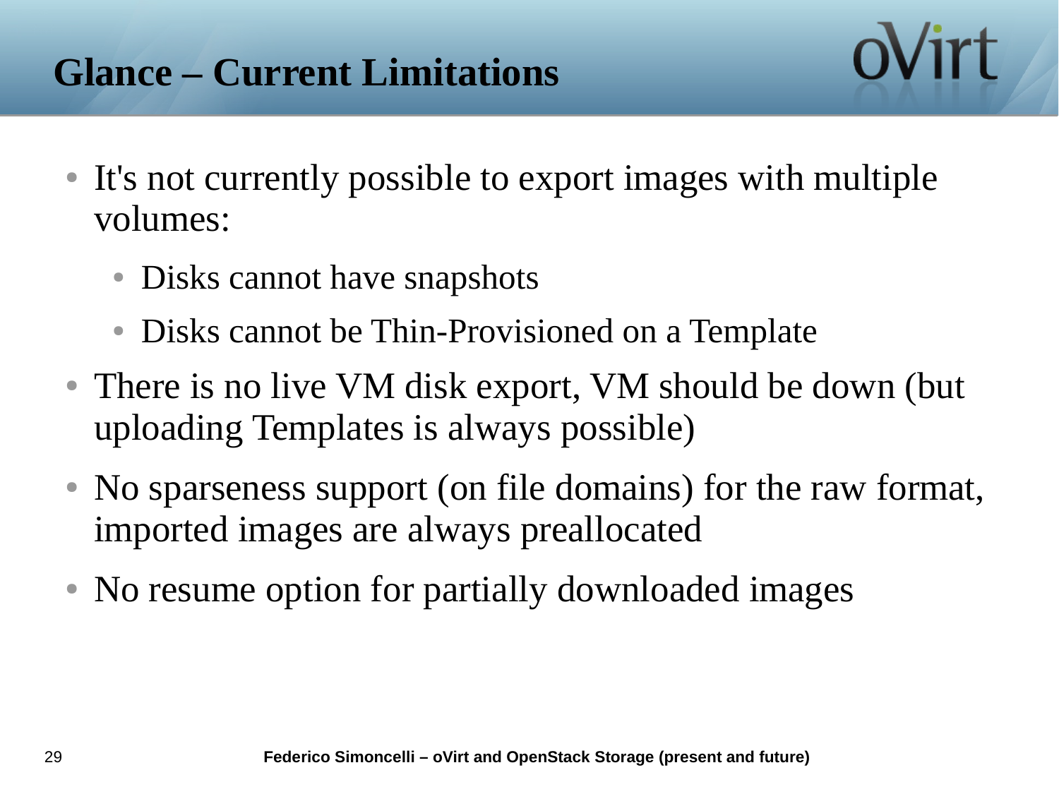# Glance – Current Limitations

- It's not currently possible to export images with multiple volumes:
  - Disks cannot have snapshots
  - Disks cannot be Thin-Provisioned on a Template
- There is no live VM disk export, VM should be down (but uploading Templates is always possible)
- No sparseness support (on file domains) for the raw format, imported images are always preallocated
- No resume option for partially downloaded images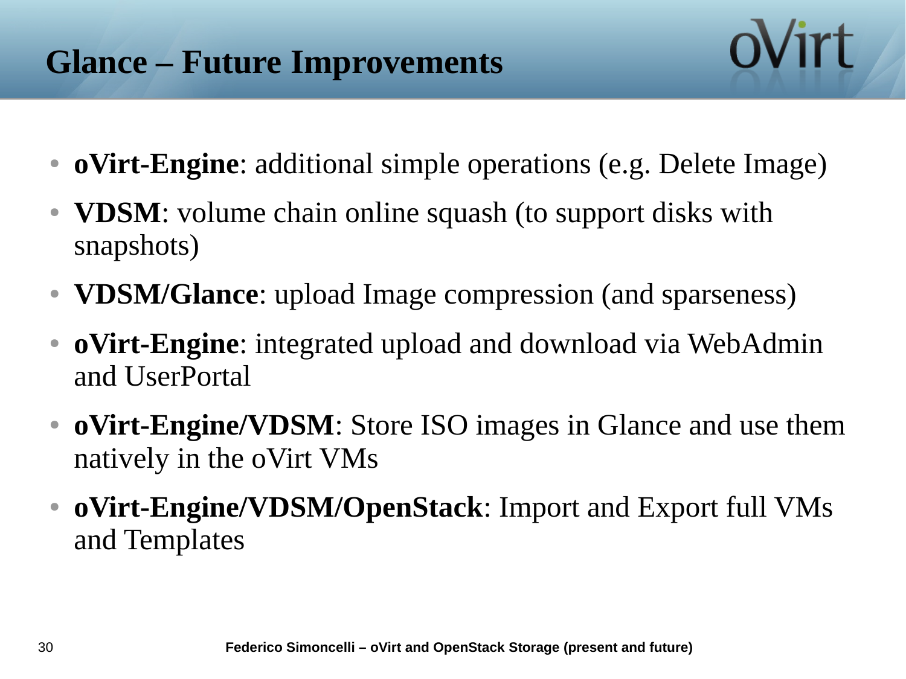# Glance – Future Improvements

- **oVirt-Engine**: additional simple operations (e.g. Delete Image)
- **VDSM**: volume chain online squash (to support disks with snapshots)
- **VDSM/Glance**: upload Image compression (and sparseness)
- **oVirt-Engine**: integrated upload and download via WebAdmin and UserPortal
- **oVirt-Engine/VDSM**: Store ISO images in Glance and use them natively in the oVirt VMs
- **oVirt-Engine/VDSM/OpenStack**: Import and Export full VMs and Templates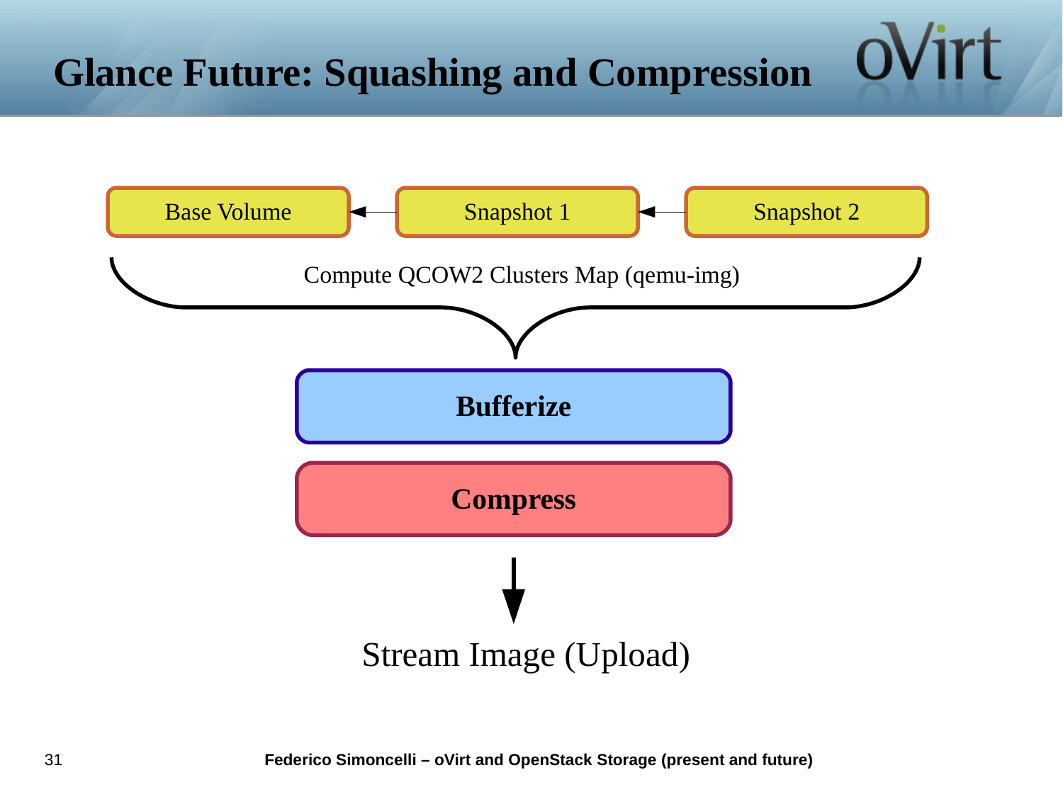# Glance Future: Squashing and Compression

Base Volume ← Snapshot 1 ← Snapshot 2

Compute QCOW2 Clusters Map (qemu-img)

**Bufferize**

**Compress**

Stream Image (Upload)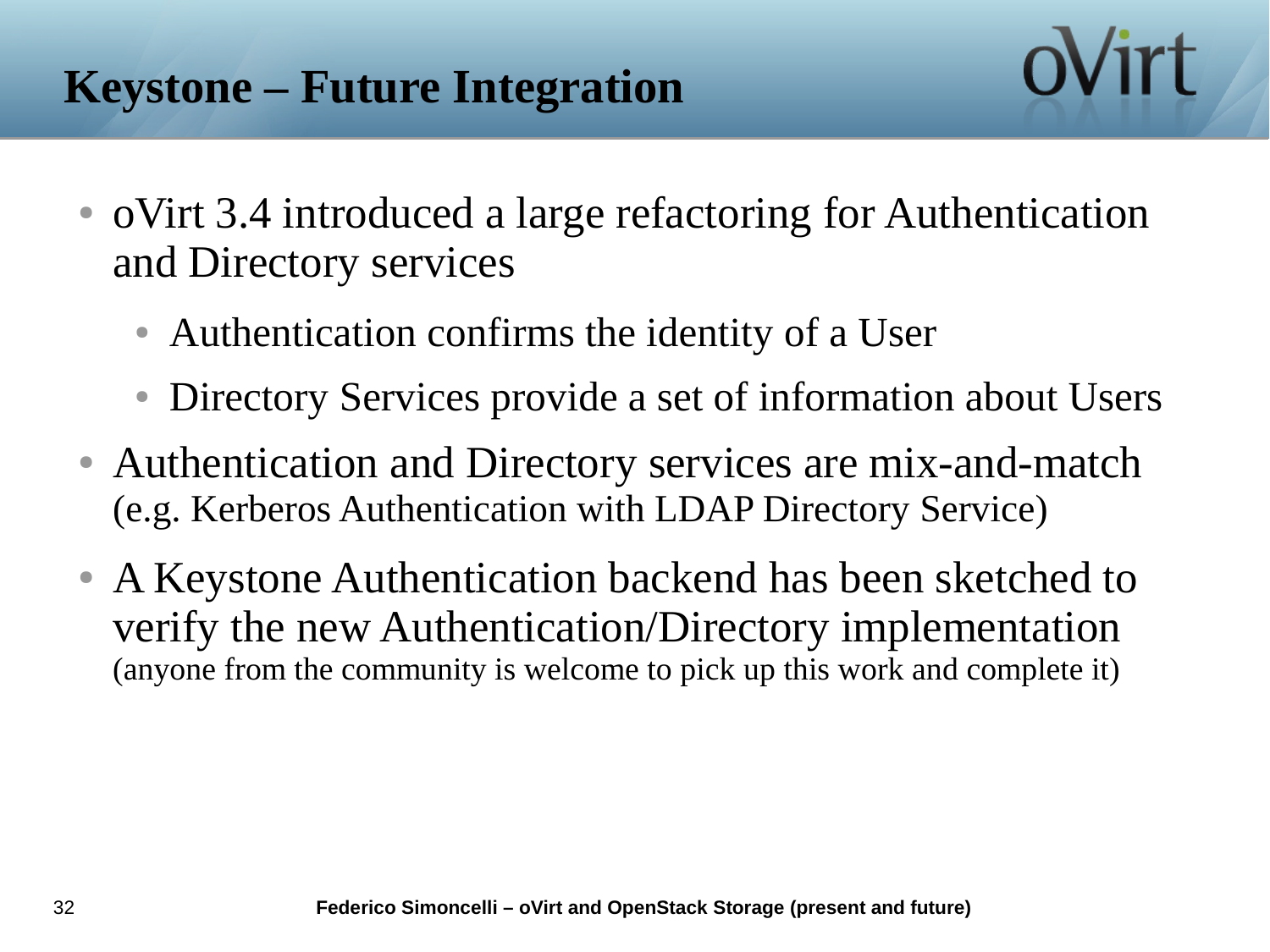# Keystone – Future Integration

- oVirt 3.4 introduced a large refactoring for Authentication and Directory services
  - Authentication confirms the identity of a User
  - Directory Services provide a set of information about Users
- Authentication and Directory services are mix-and-match (e.g. Kerberos Authentication with LDAP Directory Service)
- A Keystone Authentication backend has been sketched to verify the new Authentication/Directory implementation (anyone from the community is welcome to pick up this work and complete it)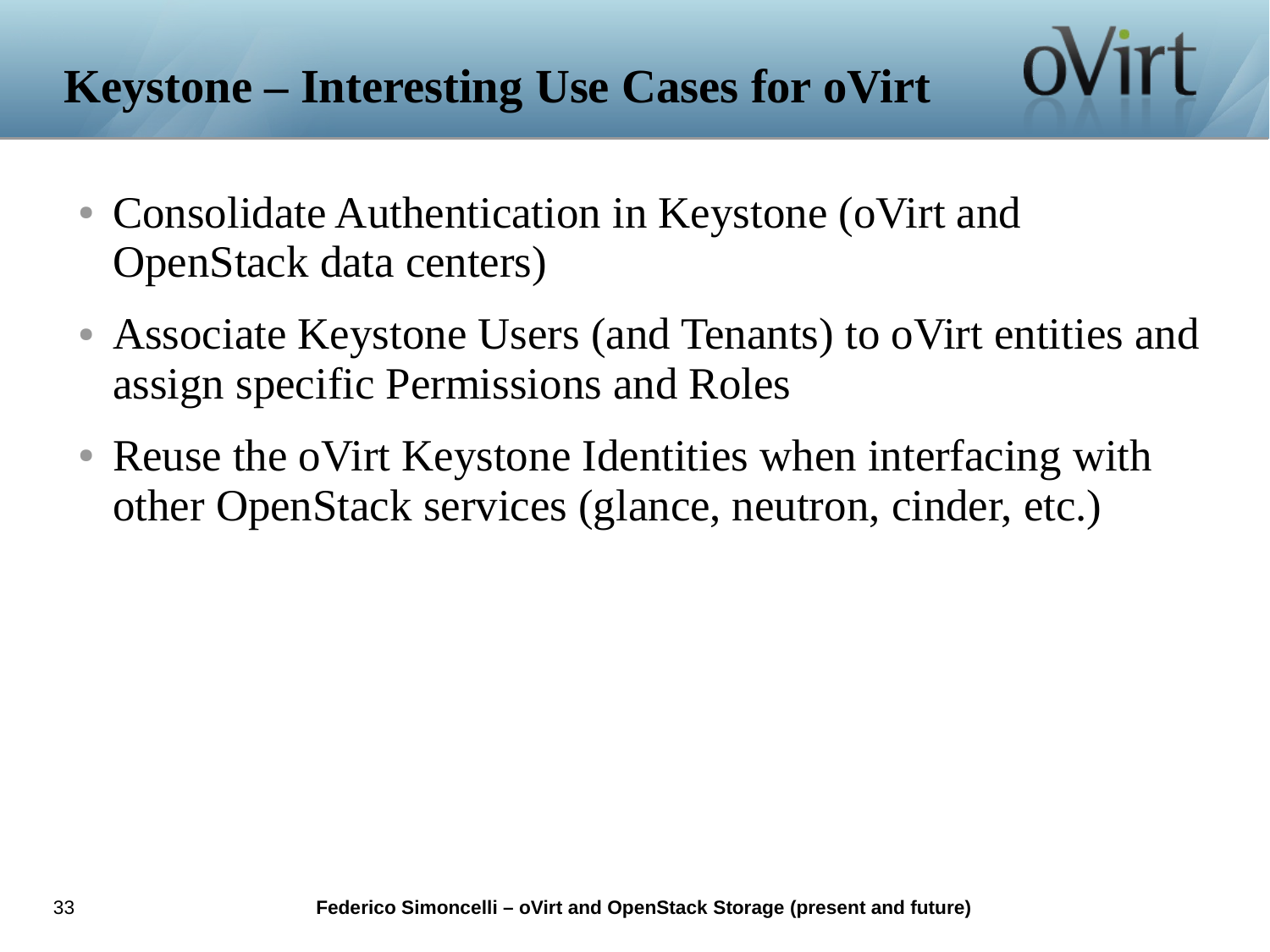# Keystone – Interesting Use Cases for oVirt

- Consolidate Authentication in Keystone (oVirt and OpenStack data centers)
- Associate Keystone Users (and Tenants) to oVirt entities and assign specific Permissions and Roles
- Reuse the oVirt Keystone Identities when interfacing with other OpenStack services (glance, neutron, cinder, etc.)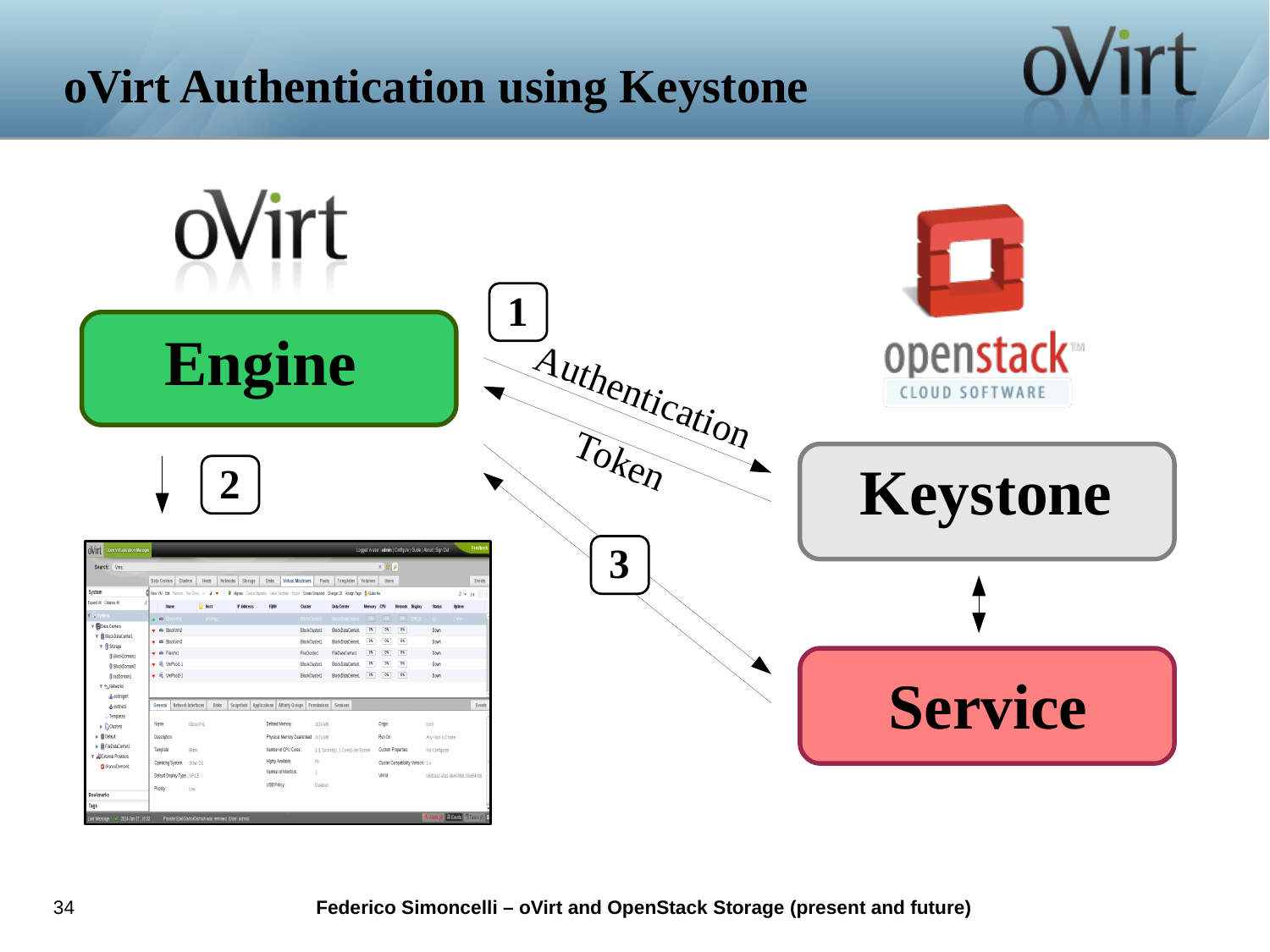# oVirt Authentication using Keystone

oVirt

Engine

1 Authentication

Token

2

3

openstack CLOUD SOFTWARE

Keystone

Service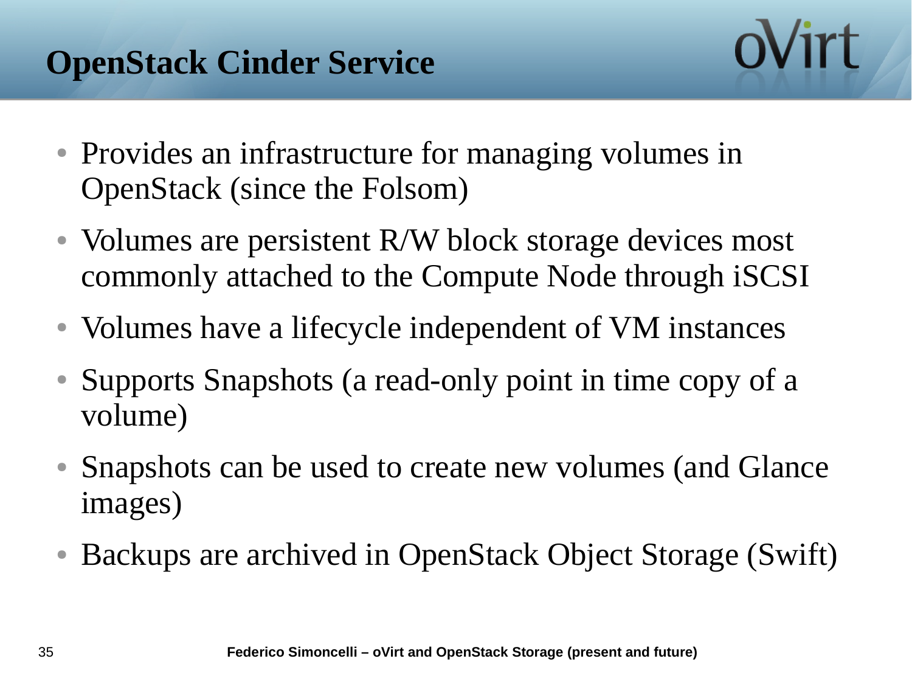# OpenStack Cinder Service

- Provides an infrastructure for managing volumes in OpenStack (since the Folsom)
- Volumes are persistent R/W block storage devices most commonly attached to the Compute Node through iSCSI
- Volumes have a lifecycle independent of VM instances
- Supports Snapshots (a read-only point in time copy of a volume)
- Snapshots can be used to create new volumes (and Glance images)
- Backups are archived in OpenStack Object Storage (Swift)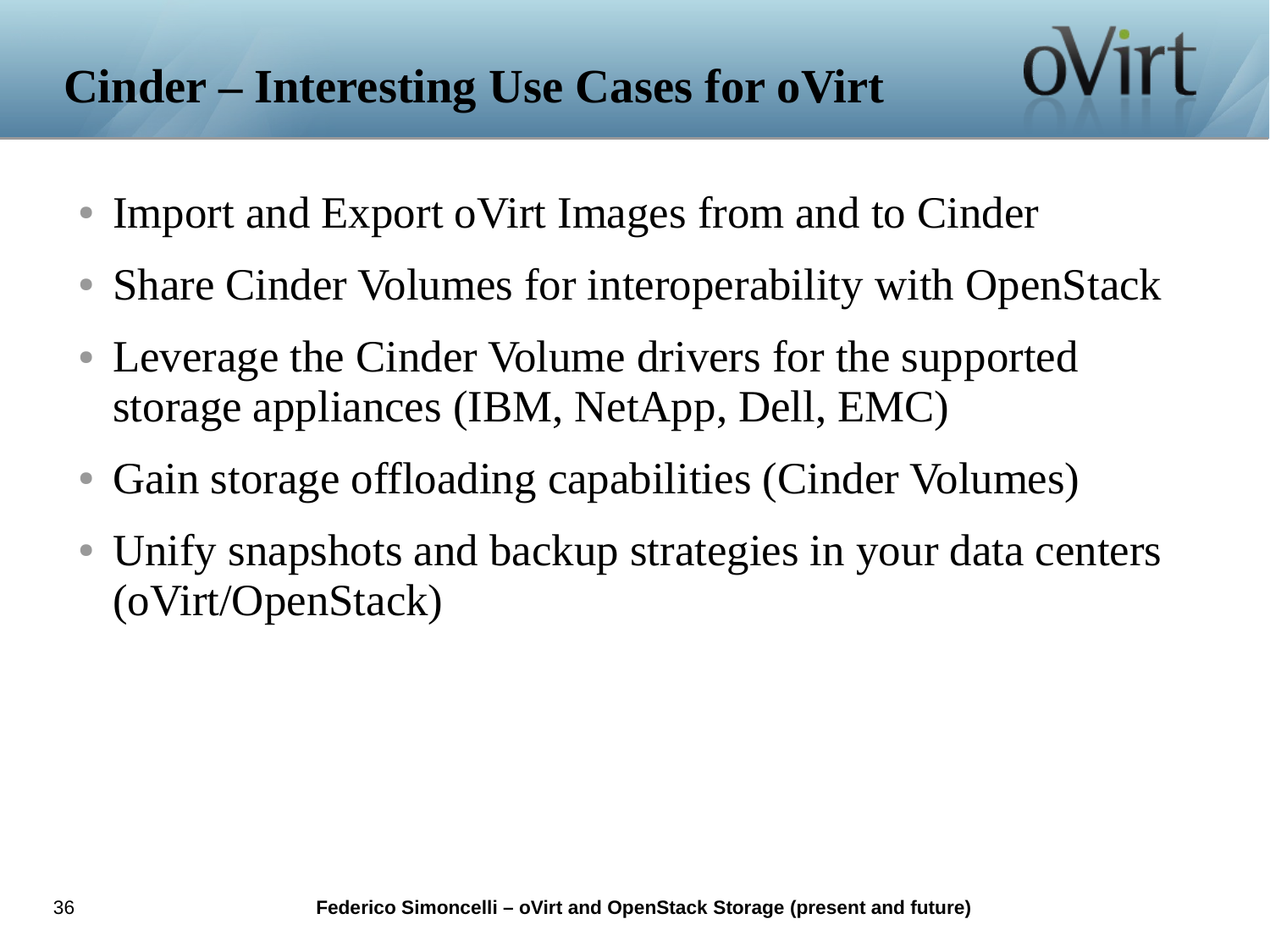# Cinder – Interesting Use Cases for oVirt

- Import and Export oVirt Images from and to Cinder
- Share Cinder Volumes for interoperability with OpenStack
- Leverage the Cinder Volume drivers for the supported storage appliances (IBM, NetApp, Dell, EMC)
- Gain storage offloading capabilities (Cinder Volumes)
- Unify snapshots and backup strategies in your data centers (oVirt/OpenStack)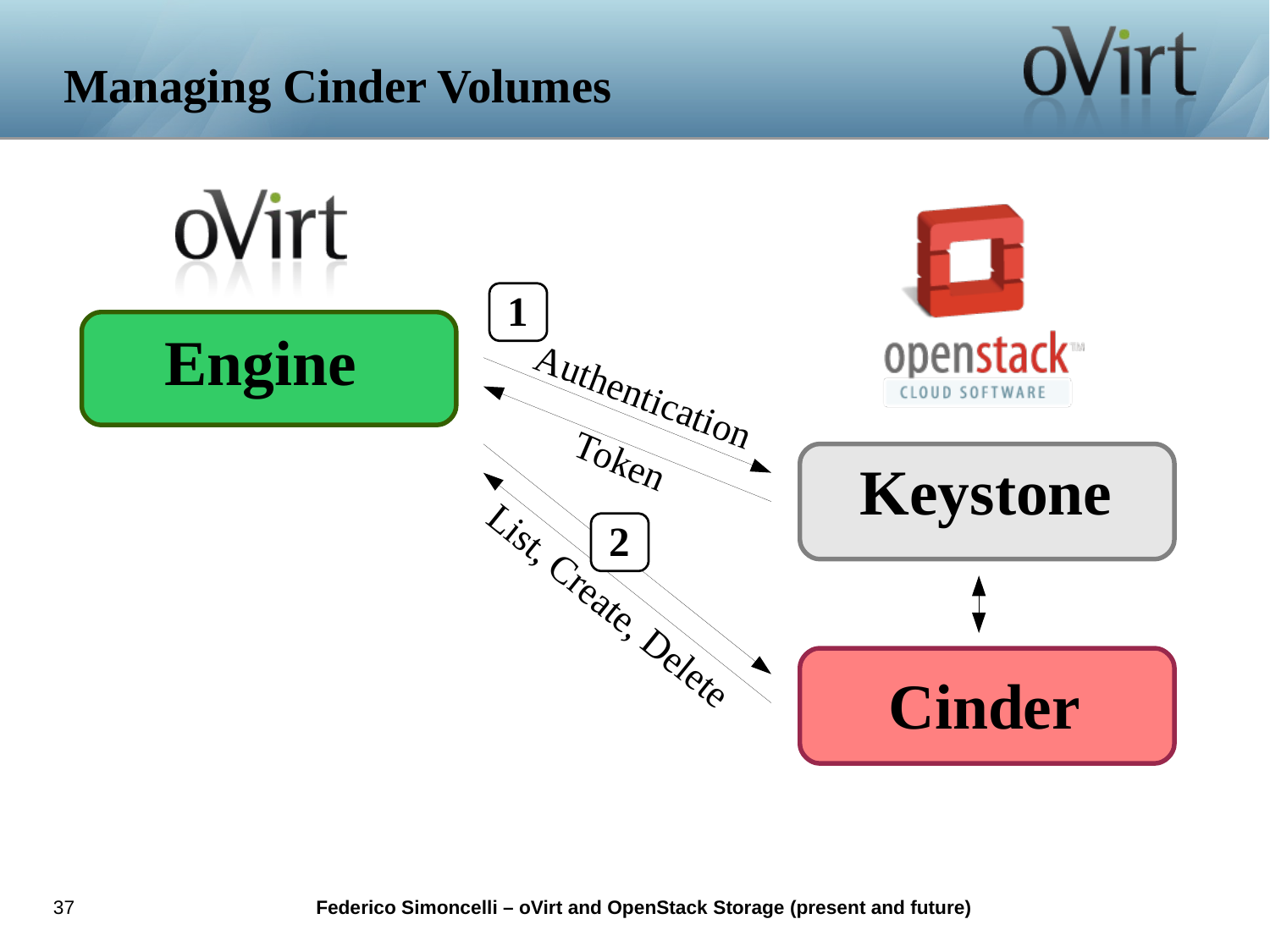# Managing Cinder Volumes

oVirt

Engine

1

Authentication

Token

2

List, Create, Delete

openstack CLOUD SOFTWARE

Keystone

Cinder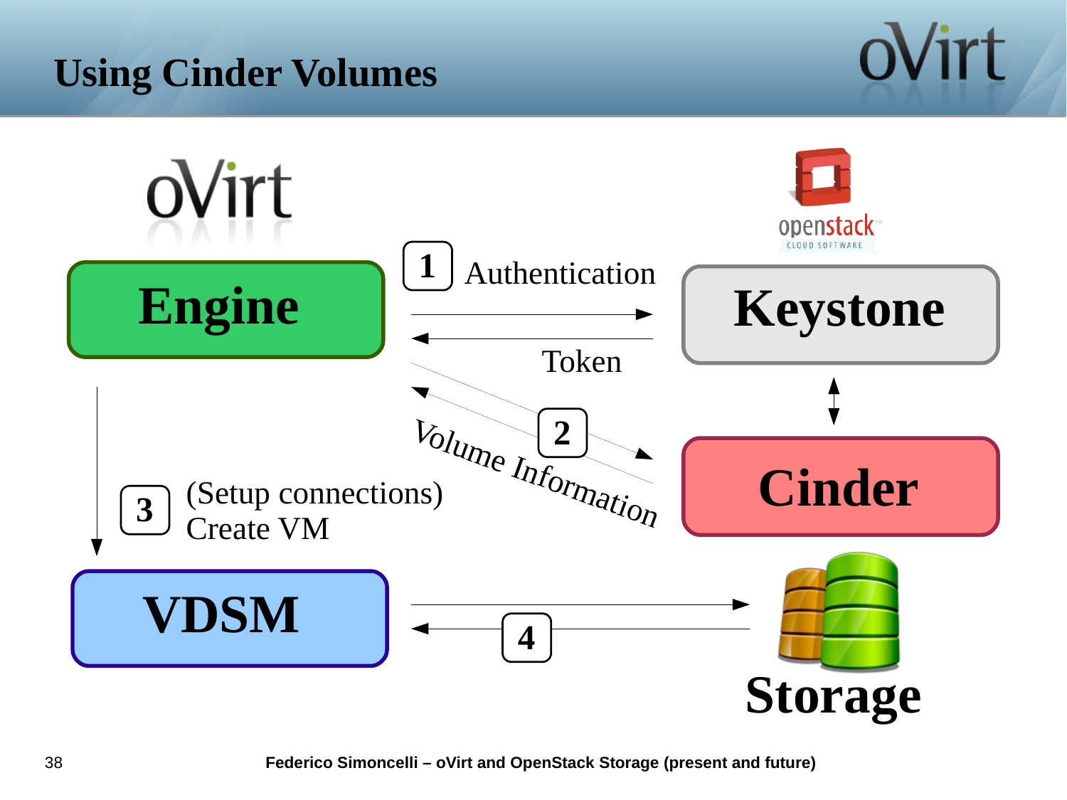# Using Cinder Volumes

Engine

Keystone

Cinder

VDSM

Storage

1 Authentication

Token

2 Volume Information

3 (Setup connections) Create VM

4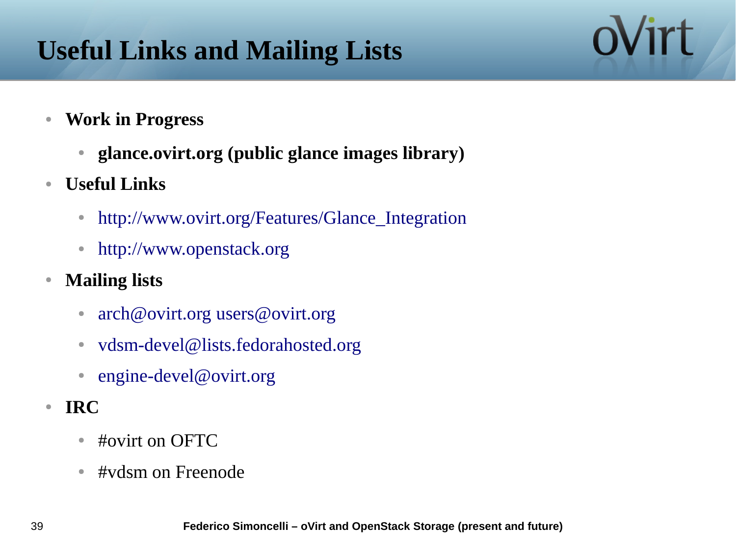# Useful Links and Mailing Lists

- **Work in Progress**
  - **glance.ovirt.org (public glance images library)**
- **Useful Links**
  - http://www.ovirt.org/Features/Glance_Integration
  - http://www.openstack.org
- **Mailing lists**
  - arch@ovirt.org users@ovirt.org
  - vdsm-devel@lists.fedorahosted.org
  - engine-devel@ovirt.org
- **IRC**
  - #ovirt on OFTC
  - #vdsm on Freenode